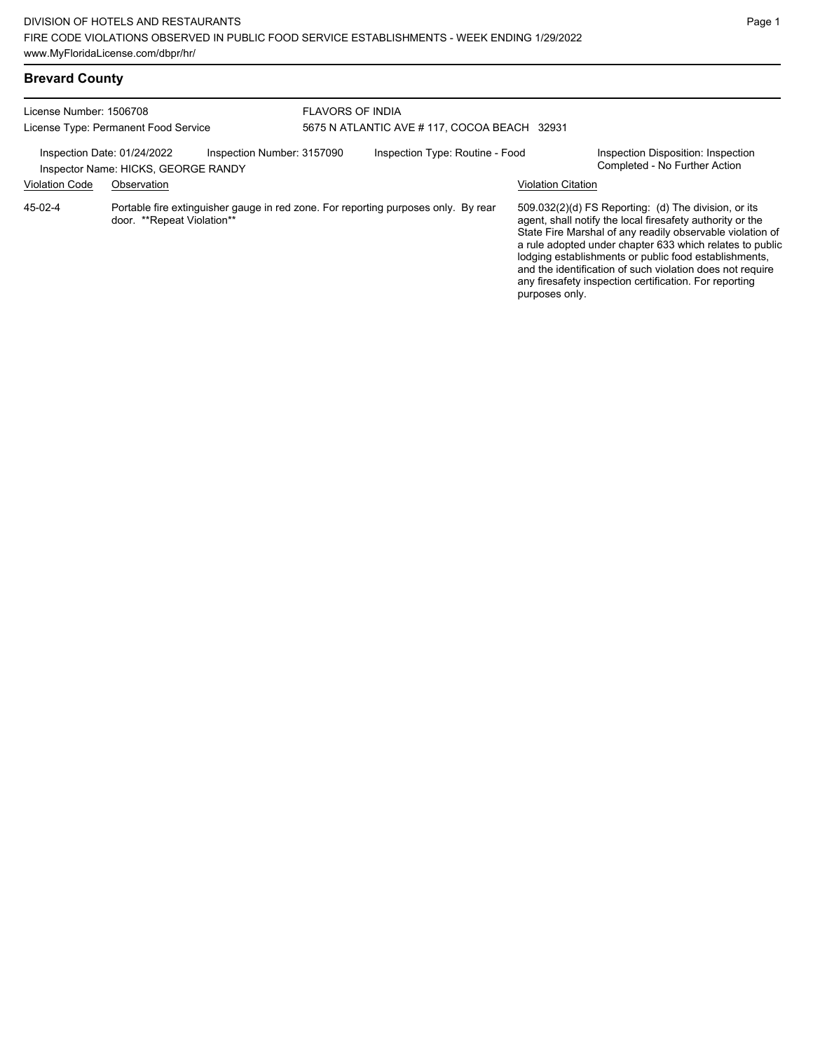DIVISION OF HOTELS AND RESTAURANTS
FIRE CODE VIOLATIONS OBSERVED IN PUBLIC FOOD SERVICE ESTABLISHMENTS - WEEK ENDING 1/29/2022
www.MyFloridaLicense.com/dbpr/hr/

## Brevard County

License Number: 1506708
License Type: Permanent Food Service

FLAVORS OF INDIA
5675 N ATLANTIC AVE # 117, COCOA BEACH 32931

Inspection Date: 01/24/2022
Inspector Name: HICKS, GEORGE RANDY
Inspection Number: 3157090
Inspection Type: Routine - Food
Inspection Disposition: Inspection Completed - No Further Action

| Violation Code | Observation | Violation Citation |
|---|---|---|
| 45-02-4 | Portable fire extinguisher gauge in red zone. For reporting purposes only. By rear door. **Repeat Violation** | 509.032(2)(d) FS Reporting: (d) The division, or its agent, shall notify the local firesafety authority or the State Fire Marshal of any readily observable violation of a rule adopted under chapter 633 which relates to public lodging establishments or public food establishments, and the identification of such violation does not require any firesafety inspection certification. For reporting purposes only. |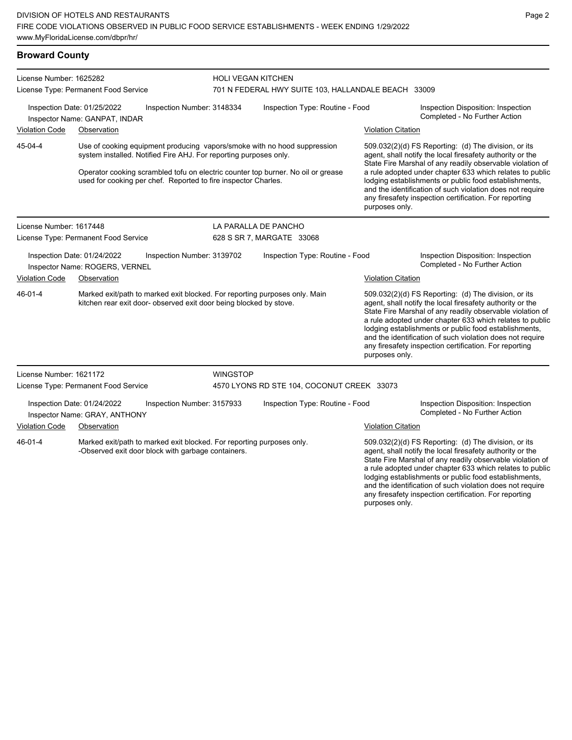## Broward County

**License Number:** 1625282
**License Type:** Permanent Food Service

**HOLI VEGAN KITCHEN**
701 N FEDERAL HWY SUITE 103, HALLANDALE BEACH 33009

**Inspection Date:** 01/25/2022
**Inspector Name:** GANPAT, INDAR
**Inspection Number:** 3148334
**Inspection Type:** Routine - Food
**Inspection Disposition:** Inspection Completed - No Further Action

| Violation Code | Observation | Violation Citation |
| --- | --- | --- |
| 45-04-4 | Use of cooking equipment producing vapors/smoke with no hood suppression system installed. Notified Fire AHJ. For reporting purposes only.<br><br>Operator cooking scrambled tofu on electric counter top burner. No oil or grease used for cooking per chef. Reported to fire inspector Charles. | 509.032(2)(d) FS Reporting: (d) The division, or its agent, shall notify the local firesafety authority or the State Fire Marshal of any readily observable violation of a rule adopted under chapter 633 which relates to public lodging establishments or public food establishments, and the identification of such violation does not require any firesafety inspection certification. For reporting purposes only. |

**License Number:** 1617448
**License Type:** Permanent Food Service

**LA PARALLA DE PANCHO**
628 S SR 7, MARGATE 33068

**Inspection Date:** 01/24/2022
**Inspector Name:** ROGERS, VERNEL
**Inspection Number:** 3139702
**Inspection Type:** Routine - Food
**Inspection Disposition:** Inspection Completed - No Further Action

| Violation Code | Observation | Violation Citation |
| --- | --- | --- |
| 46-01-4 | Marked exit/path to marked exit blocked. For reporting purposes only. Main kitchen rear exit door- observed exit door being blocked by stove. | 509.032(2)(d) FS Reporting: (d) The division, or its agent, shall notify the local firesafety authority or the State Fire Marshal of any readily observable violation of a rule adopted under chapter 633 which relates to public lodging establishments or public food establishments, and the identification of such violation does not require any firesafety inspection certification. For reporting purposes only. |

**License Number:** 1621172
**License Type:** Permanent Food Service

**WINGSTOP**
4570 LYONS RD STE 104, COCONUT CREEK 33073

**Inspection Date:** 01/24/2022
**Inspector Name:** GRAY, ANTHONY
**Inspection Number:** 3157933
**Inspection Type:** Routine - Food
**Inspection Disposition:** Inspection Completed - No Further Action

| Violation Code | Observation | Violation Citation |
| --- | --- | --- |
| 46-01-4 | Marked exit/path to marked exit blocked. For reporting purposes only. -Observed exit door block with garbage containers. | 509.032(2)(d) FS Reporting: (d) The division, or its agent, shall notify the local firesafety authority or the State Fire Marshal of any readily observable violation of a rule adopted under chapter 633 which relates to public lodging establishments or public food establishments, and the identification of such violation does not require any firesafety inspection certification. For reporting purposes only. |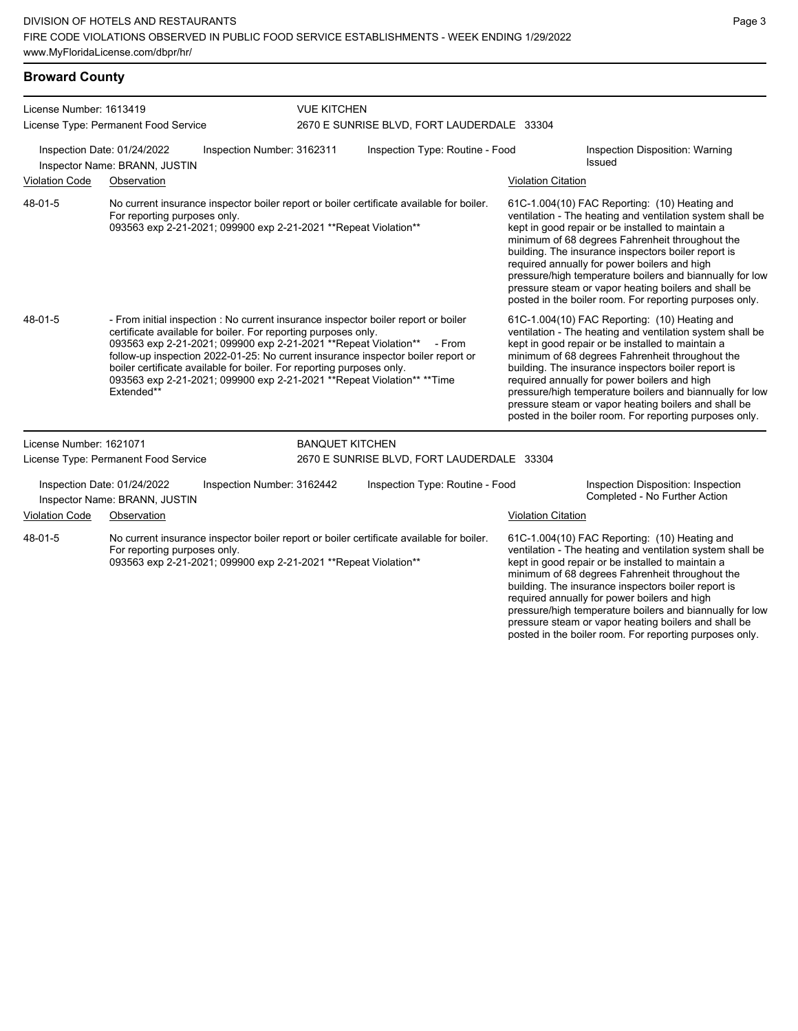## Broward County

License Number: 1613419
License Type: Permanent Food Service

**VUE KITCHEN**
2670 E SUNRISE BLVD, FORT LAUDERDALE 33304

Inspection Date: 01/24/2022
Inspector Name: BRANN, JUSTIN
Inspection Number: 3162311
Inspection Type: Routine - Food
Inspection Disposition: Warning Issued

| Violation Code | Observation | Violation Citation |
| --- | --- | --- |
| 48-01-5 | No current insurance inspector boiler report or boiler certificate available for boiler. For reporting purposes only. 093563 exp 2-21-2021; 099900 exp 2-21-2021 **Repeat Violation** | 61C-1.004(10) FAC Reporting: (10) Heating and ventilation - The heating and ventilation system shall be kept in good repair or be installed to maintain a minimum of 68 degrees Fahrenheit throughout the building. The insurance inspectors boiler report is required annually for power boilers and high pressure/high temperature boilers and biannually for low pressure steam or vapor heating boilers and shall be posted in the boiler room. For reporting purposes only. |
| 48-01-5 | - From initial inspection : No current insurance inspector boiler report or boiler certificate available for boiler. For reporting purposes only. 093563 exp 2-21-2021; 099900 exp 2-21-2021 **Repeat Violation** - From follow-up inspection 2022-01-25: No current insurance inspector boiler report or boiler certificate available for boiler. For reporting purposes only. 093563 exp 2-21-2021; 099900 exp 2-21-2021 **Repeat Violation** **Time Extended** | 61C-1.004(10) FAC Reporting: (10) Heating and ventilation - The heating and ventilation system shall be kept in good repair or be installed to maintain a minimum of 68 degrees Fahrenheit throughout the building. The insurance inspectors boiler report is required annually for power boilers and high pressure/high temperature boilers and biannually for low pressure steam or vapor heating boilers and shall be posted in the boiler room. For reporting purposes only. |

License Number: 1621071
License Type: Permanent Food Service

**BANQUET KITCHEN**
2670 E SUNRISE BLVD, FORT LAUDERDALE 33304

Inspection Date: 01/24/2022
Inspector Name: BRANN, JUSTIN
Inspection Number: 3162442
Inspection Type: Routine - Food
Inspection Disposition: Inspection Completed - No Further Action

| Violation Code | Observation | Violation Citation |
| --- | --- | --- |
| 48-01-5 | No current insurance inspector boiler report or boiler certificate available for boiler. For reporting purposes only. 093563 exp 2-21-2021; 099900 exp 2-21-2021 **Repeat Violation** | 61C-1.004(10) FAC Reporting: (10) Heating and ventilation - The heating and ventilation system shall be kept in good repair or be installed to maintain a minimum of 68 degrees Fahrenheit throughout the building. The insurance inspectors boiler report is required annually for power boilers and high pressure/high temperature boilers and biannually for low pressure steam or vapor heating boilers and shall be posted in the boiler room. For reporting purposes only. |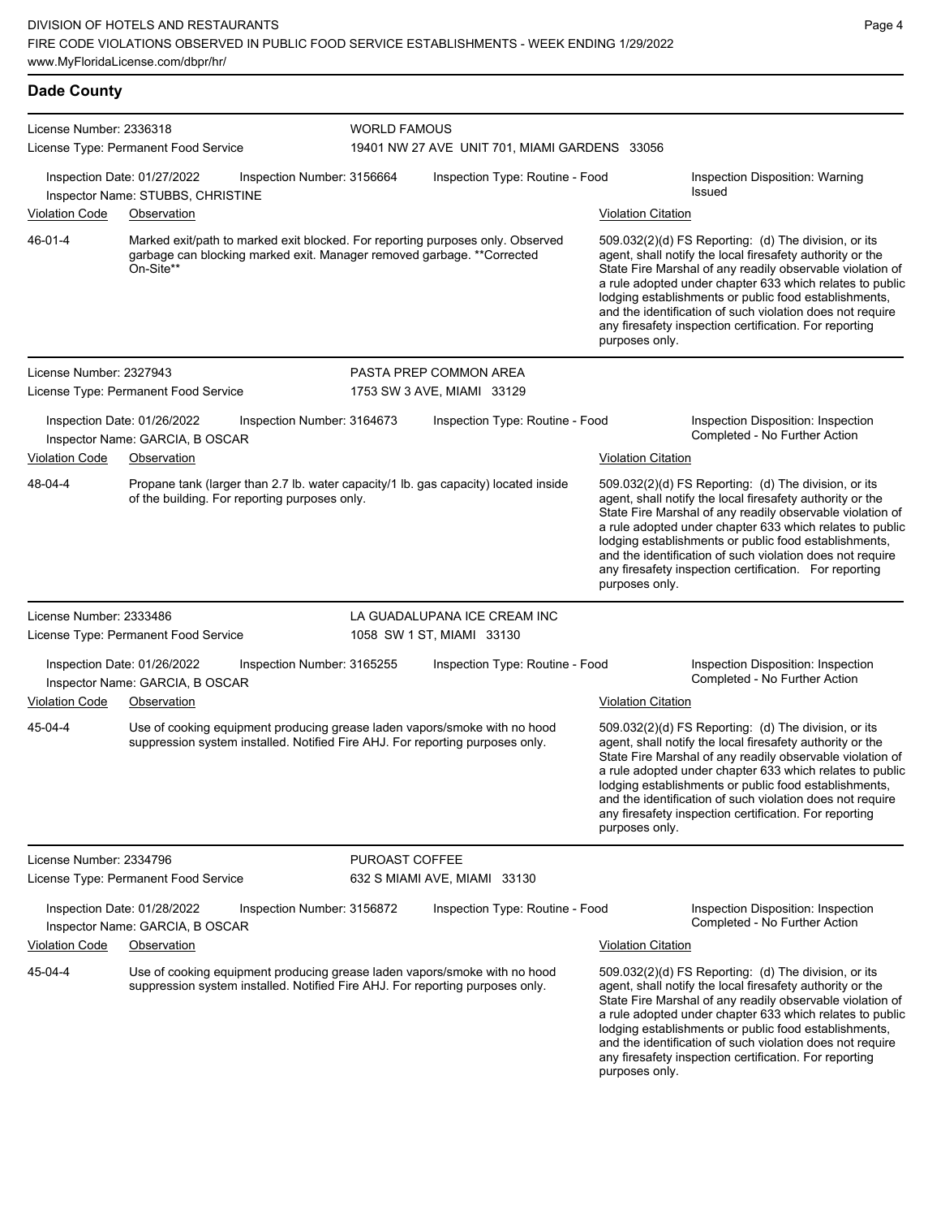## Dade County

**License Number:** 2336318
**License Type:** Permanent Food Service

**WORLD FAMOUS**
19401 NW 27 AVE UNIT 701, MIAMI GARDENS 33056

Inspection Date: 01/27/2022 | Inspection Number: 3156664 | Inspection Type: Routine - Food | Inspection Disposition: Warning Issued
Inspector Name: STUBBS, CHRISTINE

| Violation Code | Observation | Violation Citation |
| --- | --- | --- |
| 46-01-4 | Marked exit/path to marked exit blocked. For reporting purposes only. Observed garbage can blocking marked exit. Manager removed garbage. **Corrected On-Site** | 509.032(2)(d) FS Reporting: (d) The division, or its agent, shall notify the local firesafety authority or the State Fire Marshal of any readily observable violation of a rule adopted under chapter 633 which relates to public lodging establishments or public food establishments, and the identification of such violation does not require any firesafety inspection certification. For reporting purposes only. |

---

**License Number:** 2327943
**License Type:** Permanent Food Service

**PASTA PREP COMMON AREA**
1753 SW 3 AVE, MIAMI 33129

Inspection Date: 01/26/2022 | Inspection Number: 3164673 | Inspection Type: Routine - Food | Inspection Disposition: Inspection Completed - No Further Action
Inspector Name: GARCIA, B OSCAR

| Violation Code | Observation | Violation Citation |
| --- | --- | --- |
| 48-04-4 | Propane tank (larger than 2.7 lb. water capacity/1 lb. gas capacity) located inside of the building. For reporting purposes only. | 509.032(2)(d) FS Reporting: (d) The division, or its agent, shall notify the local firesafety authority or the State Fire Marshal of any readily observable violation of a rule adopted under chapter 633 which relates to public lodging establishments or public food establishments, and the identification of such violation does not require any firesafety inspection certification. For reporting purposes only. |

---

**License Number:** 2333486
**License Type:** Permanent Food Service

**LA GUADALUPANA ICE CREAM INC**
1058 SW 1 ST, MIAMI 33130

Inspection Date: 01/26/2022 | Inspection Number: 3165255 | Inspection Type: Routine - Food | Inspection Disposition: Inspection Completed - No Further Action
Inspector Name: GARCIA, B OSCAR

| Violation Code | Observation | Violation Citation |
| --- | --- | --- |
| 45-04-4 | Use of cooking equipment producing grease laden vapors/smoke with no hood suppression system installed. Notified Fire AHJ. For reporting purposes only. | 509.032(2)(d) FS Reporting: (d) The division, or its agent, shall notify the local firesafety authority or the State Fire Marshal of any readily observable violation of a rule adopted under chapter 633 which relates to public lodging establishments or public food establishments, and the identification of such violation does not require any firesafety inspection certification. For reporting purposes only. |

---

**License Number:** 2334796
**License Type:** Permanent Food Service

**PUROAST COFFEE**
632 S MIAMI AVE, MIAMI 33130

Inspection Date: 01/28/2022 | Inspection Number: 3156872 | Inspection Type: Routine - Food | Inspection Disposition: Inspection Completed - No Further Action
Inspector Name: GARCIA, B OSCAR

| Violation Code | Observation | Violation Citation |
| --- | --- | --- |
| 45-04-4 | Use of cooking equipment producing grease laden vapors/smoke with no hood suppression system installed. Notified Fire AHJ. For reporting purposes only. | 509.032(2)(d) FS Reporting: (d) The division, or its agent, shall notify the local firesafety authority or the State Fire Marshal of any readily observable violation of a rule adopted under chapter 633 which relates to public lodging establishments or public food establishments, and the identification of such violation does not require any firesafety inspection certification. For reporting purposes only. |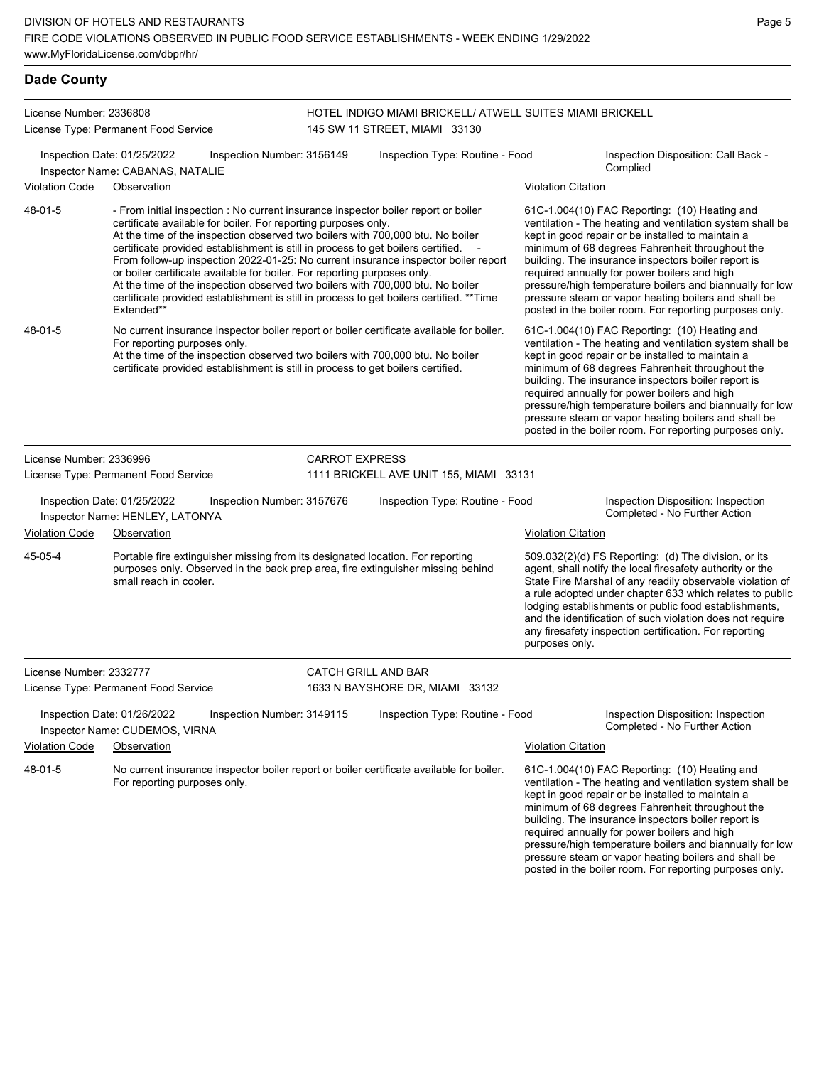## Dade County

**License Number:** 2336808
**License Type:** Permanent Food Service
**HOTEL INDIGO MIAMI BRICKELL/ ATWELL SUITES MIAMI BRICKELL**
145 SW 11 STREET, MIAMI 33130

Inspection Date: 01/25/2022 | Inspection Number: 3156149 | Inspection Type: Routine - Food | Inspection Disposition: Call Back - Complied
Inspector Name: CABANAS, NATALIE

| Violation Code | Observation | Violation Citation |
| --- | --- | --- |
| 48-01-5 | - From initial inspection : No current insurance inspector boiler report or boiler certificate available for boiler. For reporting purposes only. At the time of the inspection observed two boilers with 700,000 btu. No boiler certificate provided establishment is still in process to get boilers certified. - From follow-up inspection 2022-01-25: No current insurance inspector boiler report or boiler certificate available for boiler. For reporting purposes only. At the time of the inspection observed two boilers with 700,000 btu. No boiler certificate provided establishment is still in process to get boilers certified. **Time Extended** | 61C-1.004(10) FAC Reporting: (10) Heating and ventilation - The heating and ventilation system shall be kept in good repair or be installed to maintain a minimum of 68 degrees Fahrenheit throughout the building. The insurance inspectors boiler report is required annually for power boilers and high pressure/high temperature boilers and biannually for low pressure steam or vapor heating boilers and shall be posted in the boiler room. For reporting purposes only. |
| 48-01-5 | No current insurance inspector boiler report or boiler certificate available for boiler. For reporting purposes only. At the time of the inspection observed two boilers with 700,000 btu. No boiler certificate provided establishment is still in process to get boilers certified. | 61C-1.004(10) FAC Reporting: (10) Heating and ventilation - The heating and ventilation system shall be kept in good repair or be installed to maintain a minimum of 68 degrees Fahrenheit throughout the building. The insurance inspectors boiler report is required annually for power boilers and high pressure/high temperature boilers and biannually for low pressure steam or vapor heating boilers and shall be posted in the boiler room. For reporting purposes only. |

**License Number:** 2336996
**License Type:** Permanent Food Service
**CARROT EXPRESS**
1111 BRICKELL AVE UNIT 155, MIAMI 33131

Inspection Date: 01/25/2022 | Inspection Number: 3157676 | Inspection Type: Routine - Food | Inspection Disposition: Inspection Completed - No Further Action
Inspector Name: HENLEY, LATONYA

| Violation Code | Observation | Violation Citation |
| --- | --- | --- |
| 45-05-4 | Portable fire extinguisher missing from its designated location. For reporting purposes only. Observed in the back prep area, fire extinguisher missing behind small reach in cooler. | 509.032(2)(d) FS Reporting: (d) The division, or its agent, shall notify the local firesafety authority or the State Fire Marshal of any readily observable violation of a rule adopted under chapter 633 which relates to public lodging establishments or public food establishments, and the identification of such violation does not require any firesafety inspection certification. For reporting purposes only. |

**License Number:** 2332777
**License Type:** Permanent Food Service
**CATCH GRILL AND BAR**
1633 N BAYSHORE DR, MIAMI 33132

Inspection Date: 01/26/2022 | Inspection Number: 3149115 | Inspection Type: Routine - Food | Inspection Disposition: Inspection Completed - No Further Action
Inspector Name: CUDEMOS, VIRNA

| Violation Code | Observation | Violation Citation |
| --- | --- | --- |
| 48-01-5 | No current insurance inspector boiler report or boiler certificate available for boiler. For reporting purposes only. | 61C-1.004(10) FAC Reporting: (10) Heating and ventilation - The heating and ventilation system shall be kept in good repair or be installed to maintain a minimum of 68 degrees Fahrenheit throughout the building. The insurance inspectors boiler report is required annually for power boilers and high pressure/high temperature boilers and biannually for low pressure steam or vapor heating boilers and shall be posted in the boiler room. For reporting purposes only. |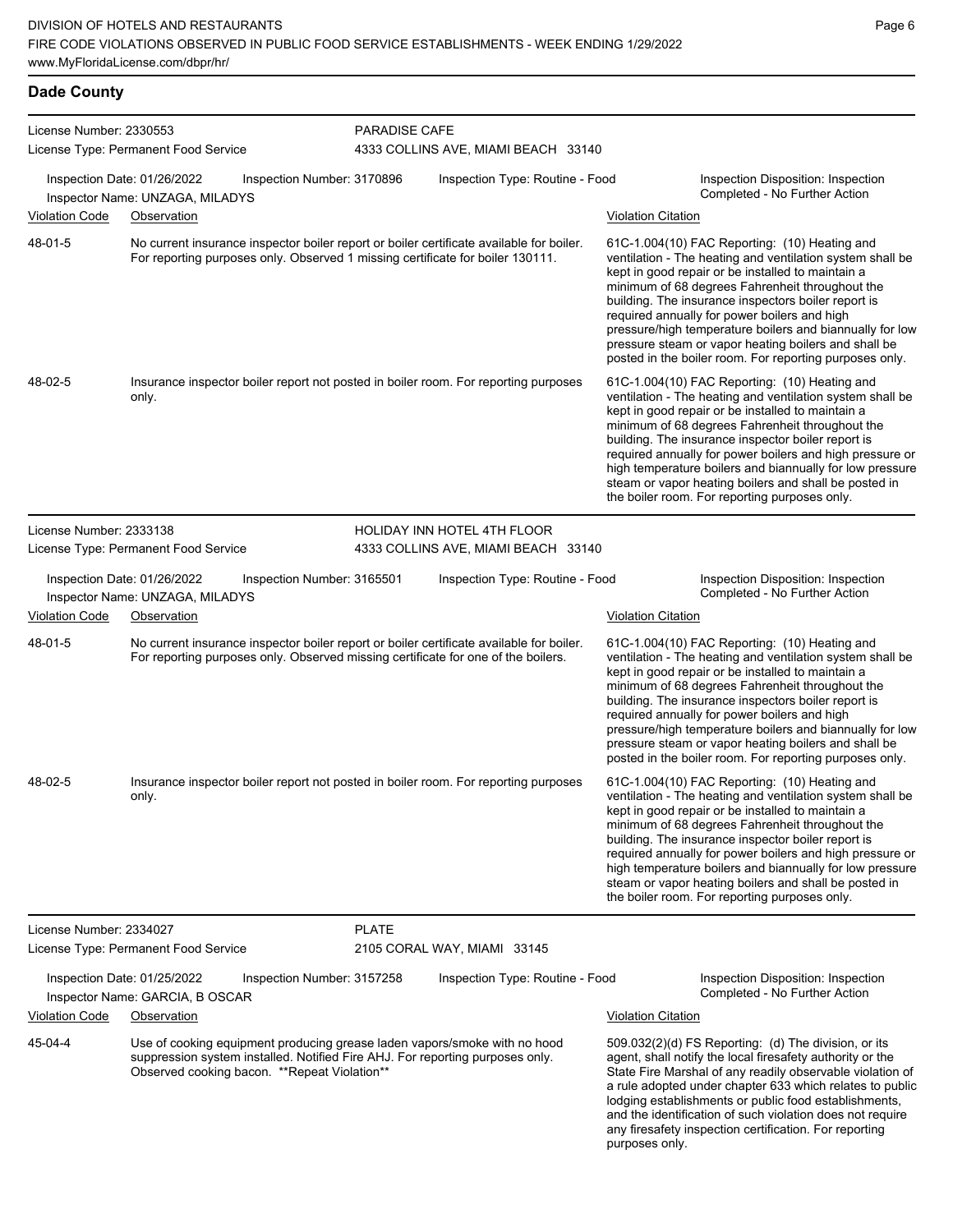## Dade County

**License Number:** 2330553
**License Type:** Permanent Food Service
**PARADISE CAFE**
4333 COLLINS AVE, MIAMI BEACH 33140

**Inspection Date:** 01/26/2022 **Inspection Number:** 3170896 **Inspection Type:** Routine - Food
**Inspector Name:** UNZAGA, MILADYS
**Inspection Disposition:** Inspection Completed - No Further Action

| Violation Code | Observation | Violation Citation |
| --- | --- | --- |
| 48-01-5 | No current insurance inspector boiler report or boiler certificate available for boiler. For reporting purposes only. Observed 1 missing certificate for boiler 130111. | 61C-1.004(10) FAC Reporting: (10) Heating and ventilation - The heating and ventilation system shall be kept in good repair or be installed to maintain a minimum of 68 degrees Fahrenheit throughout the building. The insurance inspectors boiler report is required annually for power boilers and high pressure/high temperature boilers and biannually for low pressure steam or vapor heating boilers and shall be posted in the boiler room. For reporting purposes only. |
| 48-02-5 | Insurance inspector boiler report not posted in boiler room. For reporting purposes only. | 61C-1.004(10) FAC Reporting: (10) Heating and ventilation - The heating and ventilation system shall be kept in good repair or be installed to maintain a minimum of 68 degrees Fahrenheit throughout the building. The insurance inspector boiler report is required annually for power boilers and high pressure or high temperature boilers and biannually for low pressure steam or vapor heating boilers and shall be posted in the boiler room. For reporting purposes only. |

**License Number:** 2333138
**License Type:** Permanent Food Service
**HOLIDAY INN HOTEL 4TH FLOOR**
4333 COLLINS AVE, MIAMI BEACH 33140

**Inspection Date:** 01/26/2022 **Inspection Number:** 3165501 **Inspection Type:** Routine - Food
**Inspector Name:** UNZAGA, MILADYS
**Inspection Disposition:** Inspection Completed - No Further Action

| Violation Code | Observation | Violation Citation |
| --- | --- | --- |
| 48-01-5 | No current insurance inspector boiler report or boiler certificate available for boiler. For reporting purposes only. Observed missing certificate for one of the boilers. | 61C-1.004(10) FAC Reporting: (10) Heating and ventilation - The heating and ventilation system shall be kept in good repair or be installed to maintain a minimum of 68 degrees Fahrenheit throughout the building. The insurance inspectors boiler report is required annually for power boilers and high pressure/high temperature boilers and biannually for low pressure steam or vapor heating boilers and shall be posted in the boiler room. For reporting purposes only. |
| 48-02-5 | Insurance inspector boiler report not posted in boiler room. For reporting purposes only. | 61C-1.004(10) FAC Reporting: (10) Heating and ventilation - The heating and ventilation system shall be kept in good repair or be installed to maintain a minimum of 68 degrees Fahrenheit throughout the building. The insurance inspector boiler report is required annually for power boilers and high pressure or high temperature boilers and biannually for low pressure steam or vapor heating boilers and shall be posted in the boiler room. For reporting purposes only. |

**License Number:** 2334027
**License Type:** Permanent Food Service
**PLATE**
2105 CORAL WAY, MIAMI 33145

**Inspection Date:** 01/25/2022 **Inspection Number:** 3157258 **Inspection Type:** Routine - Food
**Inspector Name:** GARCIA, B OSCAR
**Inspection Disposition:** Inspection Completed - No Further Action

| Violation Code | Observation | Violation Citation |
| --- | --- | --- |
| 45-04-4 | Use of cooking equipment producing grease laden vapors/smoke with no hood suppression system installed. Notified Fire AHJ. For reporting purposes only. Observed cooking bacon. **Repeat Violation** | 509.032(2)(d) FS Reporting: (d) The division, or its agent, shall notify the local firesafety authority or the State Fire Marshal of any readily observable violation of a rule adopted under chapter 633 which relates to public lodging establishments or public food establishments, and the identification of such violation does not require any firesafety inspection certification. For reporting purposes only. |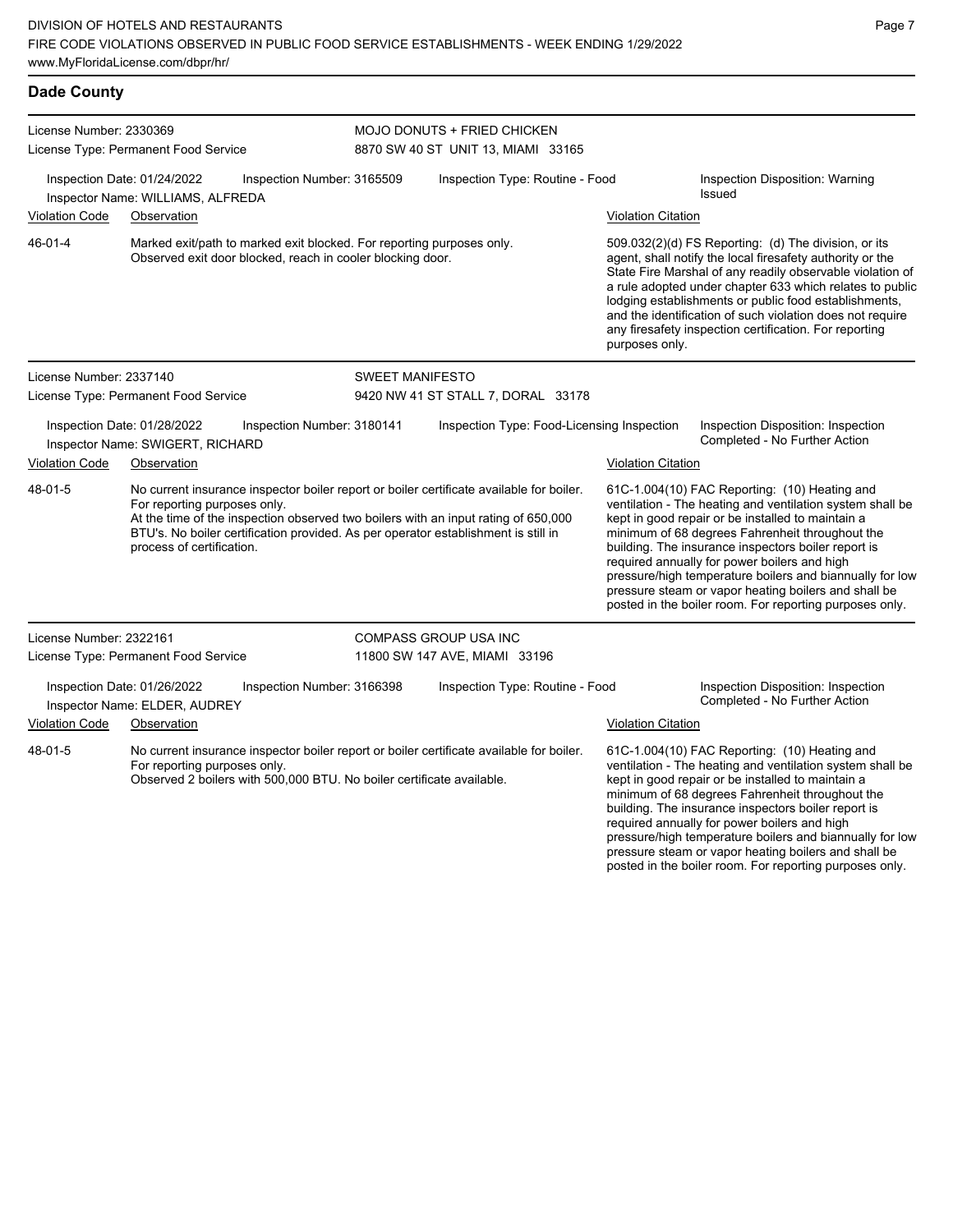## Dade County

**License Number:** 2330369
**License Type:** Permanent Food Service

**MOJO DONUTS + FRIED CHICKEN**
8870 SW 40 ST UNIT 13, MIAMI 33165

Inspection Date: 01/24/2022 | Inspection Number: 3165509 | Inspection Type: Routine - Food | Inspection Disposition: Warning Issued
Inspector Name: WILLIAMS, ALFREDA

| Violation Code | Observation | Violation Citation |
|---|---|---|
| 46-01-4 | Marked exit/path to marked exit blocked. For reporting purposes only. Observed exit door blocked, reach in cooler blocking door. | 509.032(2)(d) FS Reporting: (d) The division, or its agent, shall notify the local firesafety authority or the State Fire Marshal of any readily observable violation of a rule adopted under chapter 633 which relates to public lodging establishments or public food establishments, and the identification of such violation does not require any firesafety inspection certification. For reporting purposes only. |

**License Number:** 2337140
**License Type:** Permanent Food Service

**SWEET MANIFESTO**
9420 NW 41 ST STALL 7, DORAL 33178

Inspection Date: 01/28/2022 | Inspection Number: 3180141 | Inspection Type: Food-Licensing Inspection | Inspection Disposition: Inspection Completed - No Further Action
Inspector Name: SWIGERT, RICHARD

| Violation Code | Observation | Violation Citation |
|---|---|---|
| 48-01-5 | No current insurance inspector boiler report or boiler certificate available for boiler. For reporting purposes only. At the time of the inspection observed two boilers with an input rating of 650,000 BTU's. No boiler certification provided. As per operator establishment is still in process of certification. | 61C-1.004(10) FAC Reporting: (10) Heating and ventilation - The heating and ventilation system shall be kept in good repair or be installed to maintain a minimum of 68 degrees Fahrenheit throughout the building. The insurance inspectors boiler report is required annually for power boilers and high pressure/high temperature boilers and biannually for low pressure steam or vapor heating boilers and shall be posted in the boiler room. For reporting purposes only. |

**License Number:** 2322161
**License Type:** Permanent Food Service

**COMPASS GROUP USA INC**
11800 SW 147 AVE, MIAMI 33196

Inspection Date: 01/26/2022 | Inspection Number: 3166398 | Inspection Type: Routine - Food | Inspection Disposition: Inspection Completed - No Further Action
Inspector Name: ELDER, AUDREY

| Violation Code | Observation | Violation Citation |
|---|---|---|
| 48-01-5 | No current insurance inspector boiler report or boiler certificate available for boiler. For reporting purposes only. Observed 2 boilers with 500,000 BTU. No boiler certificate available. | 61C-1.004(10) FAC Reporting: (10) Heating and ventilation - The heating and ventilation system shall be kept in good repair or be installed to maintain a minimum of 68 degrees Fahrenheit throughout the building. The insurance inspectors boiler report is required annually for power boilers and high pressure/high temperature boilers and biannually for low pressure steam or vapor heating boilers and shall be posted in the boiler room. For reporting purposes only. |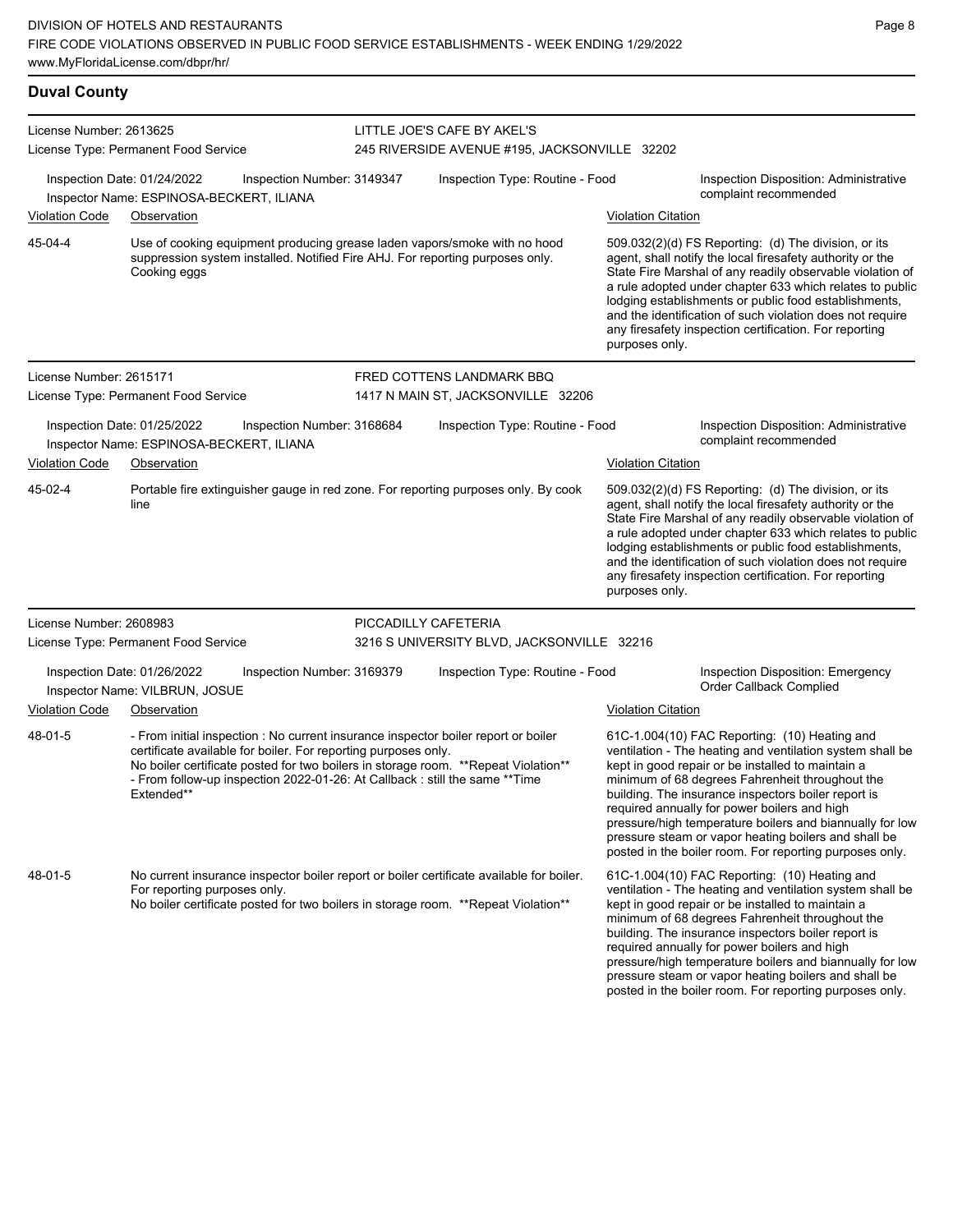## Duval County

**License Number:** 2613625
**License Type:** Permanent Food Service

**LITTLE JOE'S CAFE BY AKEL'S**
245 RIVERSIDE AVENUE #195, JACKSONVILLE 32202

Inspection Date: 01/24/2022 | Inspection Number: 3149347 | Inspection Type: Routine - Food | Inspection Disposition: Administrative complaint recommended

Inspector Name: ESPINOSA-BECKERT, ILIANA

| Violation Code | Observation | Violation Citation |
| --- | --- | --- |
| 45-04-4 | Use of cooking equipment producing grease laden vapors/smoke with no hood suppression system installed. Notified Fire AHJ. For reporting purposes only. Cooking eggs | 509.032(2)(d) FS Reporting: (d) The division, or its agent, shall notify the local firesafety authority or the State Fire Marshal of any readily observable violation of a rule adopted under chapter 633 which relates to public lodging establishments or public food establishments, and the identification of such violation does not require any firesafety inspection certification. For reporting purposes only. |

**License Number:** 2615171
**License Type:** Permanent Food Service

**FRED COTTENS LANDMARK BBQ**
1417 N MAIN ST, JACKSONVILLE 32206

Inspection Date: 01/25/2022 | Inspection Number: 3168684 | Inspection Type: Routine - Food | Inspection Disposition: Administrative complaint recommended

Inspector Name: ESPINOSA-BECKERT, ILIANA

| Violation Code | Observation | Violation Citation |
| --- | --- | --- |
| 45-02-4 | Portable fire extinguisher gauge in red zone. For reporting purposes only. By cook line | 509.032(2)(d) FS Reporting: (d) The division, or its agent, shall notify the local firesafety authority or the State Fire Marshal of any readily observable violation of a rule adopted under chapter 633 which relates to public lodging establishments or public food establishments, and the identification of such violation does not require any firesafety inspection certification. For reporting purposes only. |

**License Number:** 2608983
**License Type:** Permanent Food Service

**PICCADILLY CAFETERIA**
3216 S UNIVERSITY BLVD, JACKSONVILLE 32216

Inspection Date: 01/26/2022 | Inspection Number: 3169379 | Inspection Type: Routine - Food | Inspection Disposition: Emergency Order Callback Complied

Inspector Name: VILBRUN, JOSUE

| Violation Code | Observation | Violation Citation |
| --- | --- | --- |
| 48-01-5 | - From initial inspection : No current insurance inspector boiler report or boiler certificate available for boiler. For reporting purposes only. No boiler certificate posted for two boilers in storage room. **Repeat Violation** - From follow-up inspection 2022-01-26: At Callback : still the same **Time Extended** | 61C-1.004(10) FAC Reporting: (10) Heating and ventilation - The heating and ventilation system shall be kept in good repair or be installed to maintain a minimum of 68 degrees Fahrenheit throughout the building. The insurance inspectors boiler report is required annually for power boilers and high pressure/high temperature boilers and biannually for low pressure steam or vapor heating boilers and shall be posted in the boiler room. For reporting purposes only. |
| 48-01-5 | No current insurance inspector boiler report or boiler certificate available for boiler. For reporting purposes only. No boiler certificate posted for two boilers in storage room. **Repeat Violation** | 61C-1.004(10) FAC Reporting: (10) Heating and ventilation - The heating and ventilation system shall be kept in good repair or be installed to maintain a minimum of 68 degrees Fahrenheit throughout the building. The insurance inspectors boiler report is required annually for power boilers and high pressure/high temperature boilers and biannually for low pressure steam or vapor heating boilers and shall be posted in the boiler room. For reporting purposes only. |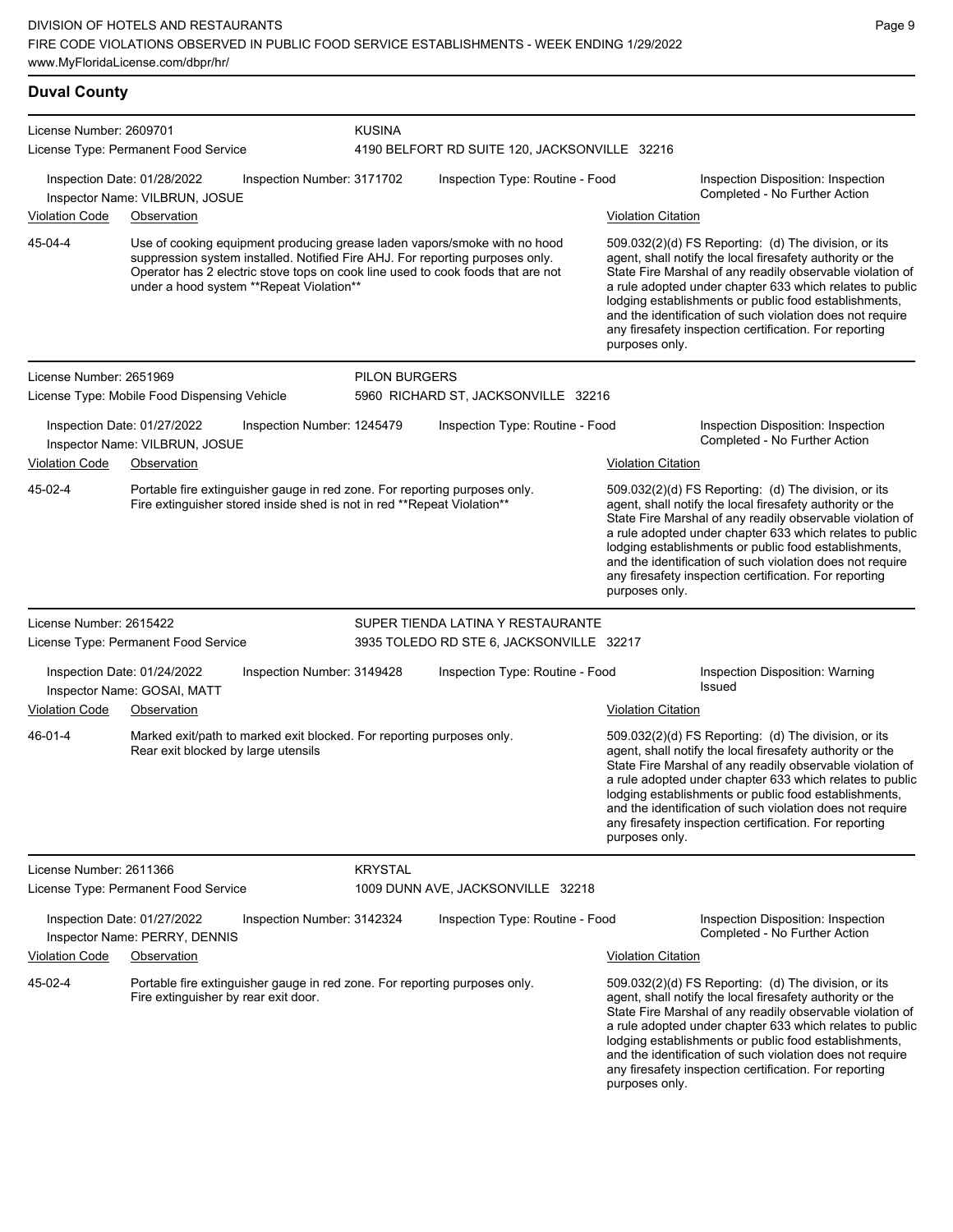## Duval County

**License Number:** 2609701
**License Type:** Permanent Food Service
**KUSINA**
4190 BELFORT RD SUITE 120, JACKSONVILLE 32216

Inspection Date: 01/28/2022 | Inspection Number: 3171702 | Inspection Type: Routine - Food | Inspection Disposition: Inspection Completed - No Further Action
Inspector Name: VILBRUN, JOSUE

| Violation Code | Observation | Violation Citation |
|---|---|---|
| 45-04-4 | Use of cooking equipment producing grease laden vapors/smoke with no hood suppression system installed. Notified Fire AHJ. For reporting purposes only. Operator has 2 electric stove tops on cook line used to cook foods that are not under a hood system **Repeat Violation** | 509.032(2)(d) FS Reporting: (d) The division, or its agent, shall notify the local firesafety authority or the State Fire Marshal of any readily observable violation of a rule adopted under chapter 633 which relates to public lodging establishments or public food establishments, and the identification of such violation does not require any firesafety inspection certification. For reporting purposes only. |

**License Number:** 2651969
**License Type:** Mobile Food Dispensing Vehicle
**PILON BURGERS**
5960 RICHARD ST, JACKSONVILLE 32216

Inspection Date: 01/27/2022 | Inspection Number: 1245479 | Inspection Type: Routine - Food | Inspection Disposition: Inspection Completed - No Further Action
Inspector Name: VILBRUN, JOSUE

| Violation Code | Observation | Violation Citation |
|---|---|---|
| 45-02-4 | Portable fire extinguisher gauge in red zone. For reporting purposes only. Fire extinguisher stored inside shed is not in red **Repeat Violation** | 509.032(2)(d) FS Reporting: (d) The division, or its agent, shall notify the local firesafety authority or the State Fire Marshal of any readily observable violation of a rule adopted under chapter 633 which relates to public lodging establishments or public food establishments, and the identification of such violation does not require any firesafety inspection certification. For reporting purposes only. |

**License Number:** 2615422
**License Type:** Permanent Food Service
**SUPER TIENDA LATINA Y RESTAURANTE**
3935 TOLEDO RD STE 6, JACKSONVILLE 32217

Inspection Date: 01/24/2022 | Inspection Number: 3149428 | Inspection Type: Routine - Food | Inspection Disposition: Warning Issued
Inspector Name: GOSAI, MATT

| Violation Code | Observation | Violation Citation |
|---|---|---|
| 46-01-4 | Marked exit/path to marked exit blocked. For reporting purposes only. Rear exit blocked by large utensils | 509.032(2)(d) FS Reporting: (d) The division, or its agent, shall notify the local firesafety authority or the State Fire Marshal of any readily observable violation of a rule adopted under chapter 633 which relates to public lodging establishments or public food establishments, and the identification of such violation does not require any firesafety inspection certification. For reporting purposes only. |

**License Number:** 2611366
**License Type:** Permanent Food Service
**KRYSTAL**
1009 DUNN AVE, JACKSONVILLE 32218

Inspection Date: 01/27/2022 | Inspection Number: 3142324 | Inspection Type: Routine - Food | Inspection Disposition: Inspection Completed - No Further Action
Inspector Name: PERRY, DENNIS

| Violation Code | Observation | Violation Citation |
|---|---|---|
| 45-02-4 | Portable fire extinguisher gauge in red zone. For reporting purposes only. Fire extinguisher by rear exit door. | 509.032(2)(d) FS Reporting: (d) The division, or its agent, shall notify the local firesafety authority or the State Fire Marshal of any readily observable violation of a rule adopted under chapter 633 which relates to public lodging establishments or public food establishments, and the identification of such violation does not require any firesafety inspection certification. For reporting purposes only. |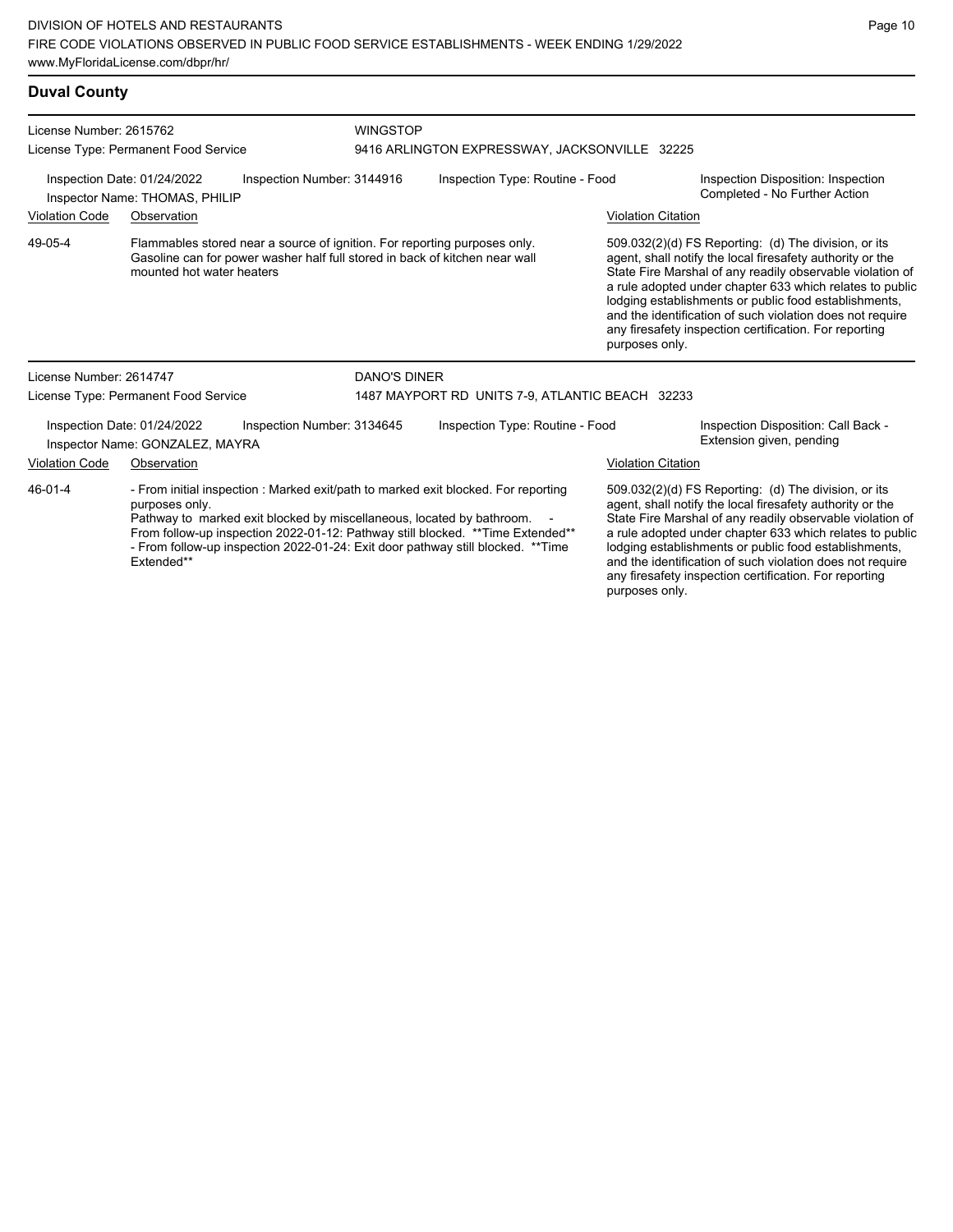## Duval County

**License Number:** 2615762
**License Type:** Permanent Food Service

**WINGSTOP**
9416 ARLINGTON EXPRESSWAY, JACKSONVILLE 32225

**Inspection Date:** 01/24/2022
**Inspection Number:** 3144916
**Inspection Type:** Routine - Food
**Inspection Disposition:** Inspection Completed - No Further Action
**Inspector Name:** THOMAS, PHILIP

| Violation Code | Observation | Violation Citation |
|---|---|---|
| 49-05-4 | Flammables stored near a source of ignition. For reporting purposes only. Gasoline can for power washer half full stored in back of kitchen near wall mounted hot water heaters | 509.032(2)(d) FS Reporting: (d) The division, or its agent, shall notify the local firesafety authority or the State Fire Marshal of any readily observable violation of a rule adopted under chapter 633 which relates to public lodging establishments or public food establishments, and the identification of such violation does not require any firesafety inspection certification. For reporting purposes only. |

**License Number:** 2614747
**License Type:** Permanent Food Service

**DANO'S DINER**
1487 MAYPORT RD UNITS 7-9, ATLANTIC BEACH 32233

**Inspection Date:** 01/24/2022
**Inspection Number:** 3134645
**Inspection Type:** Routine - Food
**Inspection Disposition:** Call Back - Extension given, pending
**Inspector Name:** GONZALEZ, MAYRA

| Violation Code | Observation | Violation Citation |
|---|---|---|
| 46-01-4 | - From initial inspection : Marked exit/path to marked exit blocked. For reporting purposes only. Pathway to marked exit blocked by miscellaneous, located by bathroom. - From follow-up inspection 2022-01-12: Pathway still blocked. \*\*Time Extended\*\* - From follow-up inspection 2022-01-24: Exit door pathway still blocked. \*\*Time Extended\*\* | 509.032(2)(d) FS Reporting: (d) The division, or its agent, shall notify the local firesafety authority or the State Fire Marshal of any readily observable violation of a rule adopted under chapter 633 which relates to public lodging establishments or public food establishments, and the identification of such violation does not require any firesafety inspection certification. For reporting purposes only. |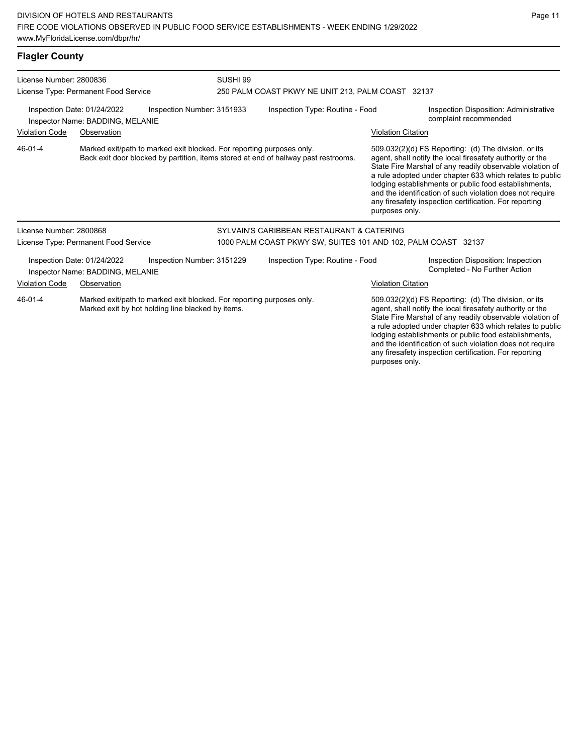## Flagler County

**License Number:** 2800836
**License Type:** Permanent Food Service

**SUSHI 99**
250 PALM COAST PKWY NE UNIT 213, PALM COAST 32137

Inspection Date: 01/24/2022 | Inspection Number: 3151933 | Inspection Type: Routine - Food | Inspection Disposition: Administrative complaint recommended
Inspector Name: BADDING, MELANIE

| Violation Code | Observation | Violation Citation |
| --- | --- | --- |
| 46-01-4 | Marked exit/path to marked exit blocked. For reporting purposes only. Back exit door blocked by partition, items stored at end of hallway past restrooms. | 509.032(2)(d) FS Reporting: (d) The division, or its agent, shall notify the local firesafety authority or the State Fire Marshal of any readily observable violation of a rule adopted under chapter 633 which relates to public lodging establishments or public food establishments, and the identification of such violation does not require any firesafety inspection certification. For reporting purposes only. |

**License Number:** 2800868
**License Type:** Permanent Food Service

**SYLVAIN'S CARIBBEAN RESTAURANT & CATERING**
1000 PALM COAST PKWY SW, SUITES 101 AND 102, PALM COAST 32137

Inspection Date: 01/24/2022 | Inspection Number: 3151229 | Inspection Type: Routine - Food | Inspection Disposition: Inspection Completed - No Further Action
Inspector Name: BADDING, MELANIE

| Violation Code | Observation | Violation Citation |
| --- | --- | --- |
| 46-01-4 | Marked exit/path to marked exit blocked. For reporting purposes only. Marked exit by hot holding line blacked by items. | 509.032(2)(d) FS Reporting: (d) The division, or its agent, shall notify the local firesafety authority or the State Fire Marshal of any readily observable violation of a rule adopted under chapter 633 which relates to public lodging establishments or public food establishments, and the identification of such violation does not require any firesafety inspection certification. For reporting purposes only. |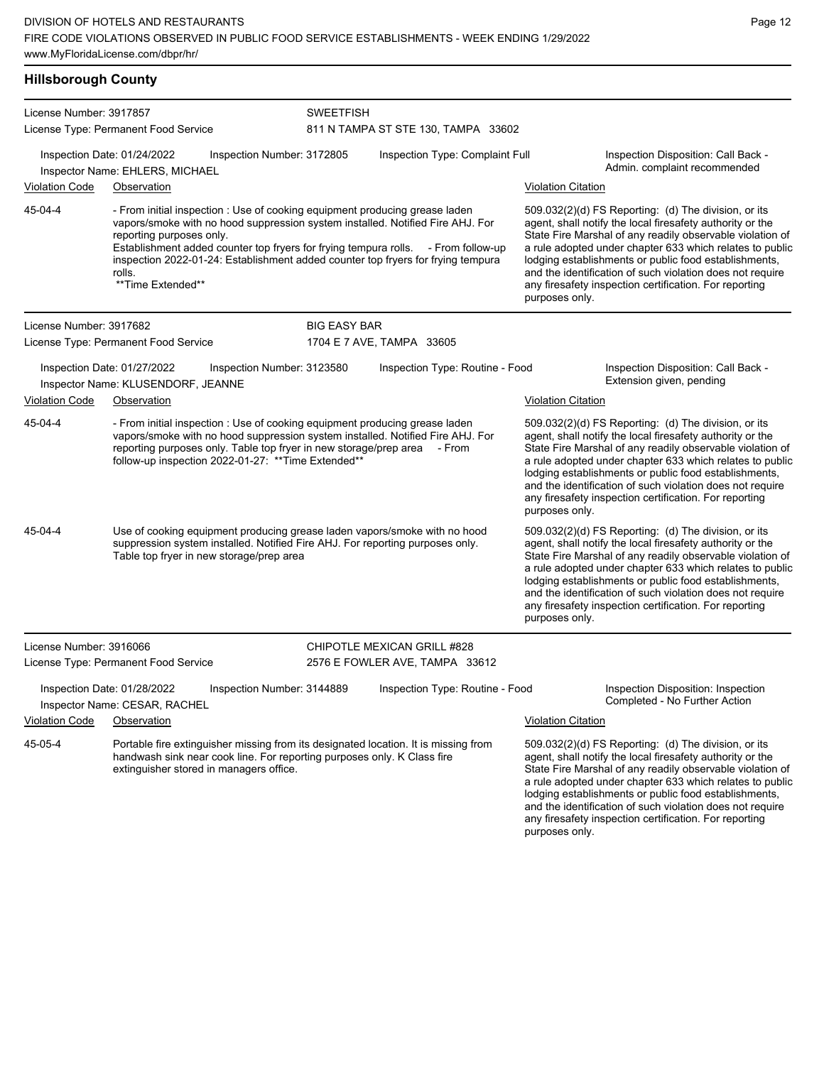## Hillsborough County

License Number: 3917857
License Type: Permanent Food Service

**SWEETFISH**
811 N TAMPA ST STE 130, TAMPA 33602

Inspection Date: 01/24/2022 | Inspection Number: 3172805 | Inspection Type: Complaint Full | Inspection Disposition: Call Back - Admin. complaint recommended

Inspector Name: EHLERS, MICHAEL

| Violation Code | Observation | Violation Citation |
|---|---|---|
| 45-04-4 | - From initial inspection : Use of cooking equipment producing grease laden vapors/smoke with no hood suppression system installed. Notified Fire AHJ. For reporting purposes only. Establishment added counter top fryers for frying tempura rolls. - From follow-up inspection 2022-01-24: Establishment added counter top fryers for frying tempura rolls. \*\*Time Extended\*\* | 509.032(2)(d) FS Reporting: (d) The division, or its agent, shall notify the local firesafety authority or the State Fire Marshal of any readily observable violation of a rule adopted under chapter 633 which relates to public lodging establishments or public food establishments, and the identification of such violation does not require any firesafety inspection certification. For reporting purposes only. |

License Number: 3917682
License Type: Permanent Food Service

**BIG EASY BAR**
1704 E 7 AVE, TAMPA 33605

Inspection Date: 01/27/2022 | Inspection Number: 3123580 | Inspection Type: Routine - Food | Inspection Disposition: Call Back - Extension given, pending

Inspector Name: KLUSENDORF, JEANNE

| Violation Code | Observation | Violation Citation |
|---|---|---|
| 45-04-4 | - From initial inspection : Use of cooking equipment producing grease laden vapors/smoke with no hood suppression system installed. Notified Fire AHJ. For reporting purposes only. Table top fryer in new storage/prep area - From follow-up inspection 2022-01-27: \*\*Time Extended\*\* | 509.032(2)(d) FS Reporting: (d) The division, or its agent, shall notify the local firesafety authority or the State Fire Marshal of any readily observable violation of a rule adopted under chapter 633 which relates to public lodging establishments or public food establishments, and the identification of such violation does not require any firesafety inspection certification. For reporting purposes only. |
| 45-04-4 | Use of cooking equipment producing grease laden vapors/smoke with no hood suppression system installed. Notified Fire AHJ. For reporting purposes only. Table top fryer in new storage/prep area | 509.032(2)(d) FS Reporting: (d) The division, or its agent, shall notify the local firesafety authority or the State Fire Marshal of any readily observable violation of a rule adopted under chapter 633 which relates to public lodging establishments or public food establishments, and the identification of such violation does not require any firesafety inspection certification. For reporting purposes only. |

License Number: 3916066
License Type: Permanent Food Service

**CHIPOTLE MEXICAN GRILL #828**
2576 E FOWLER AVE, TAMPA 33612

Inspection Date: 01/28/2022 | Inspection Number: 3144889 | Inspection Type: Routine - Food | Inspection Disposition: Inspection Completed - No Further Action

Inspector Name: CESAR, RACHEL

| Violation Code | Observation | Violation Citation |
|---|---|---|
| 45-05-4 | Portable fire extinguisher missing from its designated location. It is missing from handwash sink near cook line. For reporting purposes only. K Class fire extinguisher stored in managers office. | 509.032(2)(d) FS Reporting: (d) The division, or its agent, shall notify the local firesafety authority or the State Fire Marshal of any readily observable violation of a rule adopted under chapter 633 which relates to public lodging establishments or public food establishments, and the identification of such violation does not require any firesafety inspection certification. For reporting purposes only. |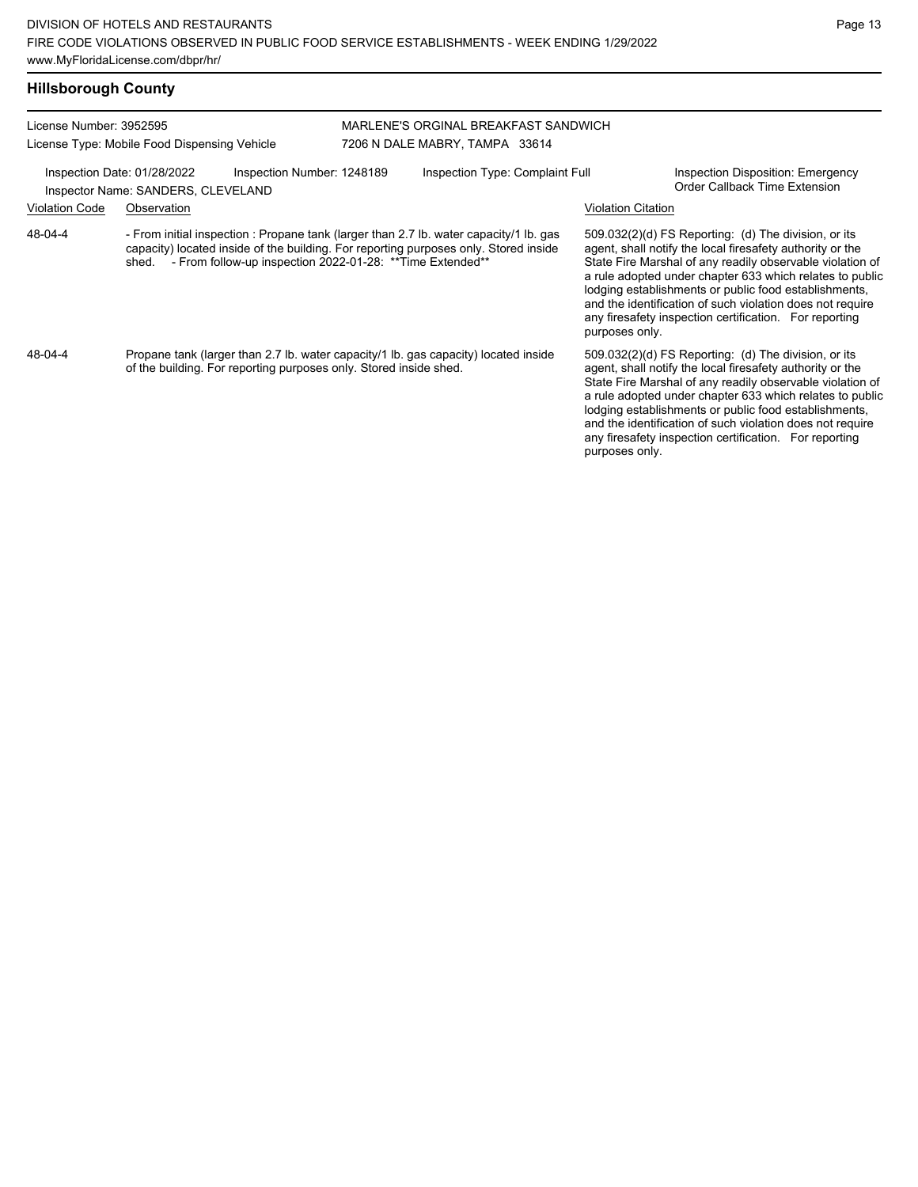## Hillsborough County

License Number: 3952595

License Type: Mobile Food Dispensing Vehicle

MARLENE'S ORGINAL BREAKFAST SANDWICH
7206 N DALE MABRY, TAMPA 33614

Inspection Date: 01/28/2022 Inspection Number: 1248189 Inspection Type: Complaint Full Inspection Disposition: Emergency Order Callback Time Extension

Inspector Name: SANDERS, CLEVELAND

| Violation Code | Observation | Violation Citation |
| --- | --- | --- |
| 48-04-4 | - From initial inspection : Propane tank (larger than 2.7 lb. water capacity/1 lb. gas capacity) located inside of the building. For reporting purposes only. Stored inside shed. - From follow-up inspection 2022-01-28: **Time Extended** | 509.032(2)(d) FS Reporting: (d) The division, or its agent, shall notify the local firesafety authority or the State Fire Marshal of any readily observable violation of a rule adopted under chapter 633 which relates to public lodging establishments or public food establishments, and the identification of such violation does not require any firesafety inspection certification. For reporting purposes only. |
| 48-04-4 | Propane tank (larger than 2.7 lb. water capacity/1 lb. gas capacity) located inside of the building. For reporting purposes only. Stored inside shed. | 509.032(2)(d) FS Reporting: (d) The division, or its agent, shall notify the local firesafety authority or the State Fire Marshal of any readily observable violation of a rule adopted under chapter 633 which relates to public lodging establishments or public food establishments, and the identification of such violation does not require any firesafety inspection certification. For reporting purposes only. |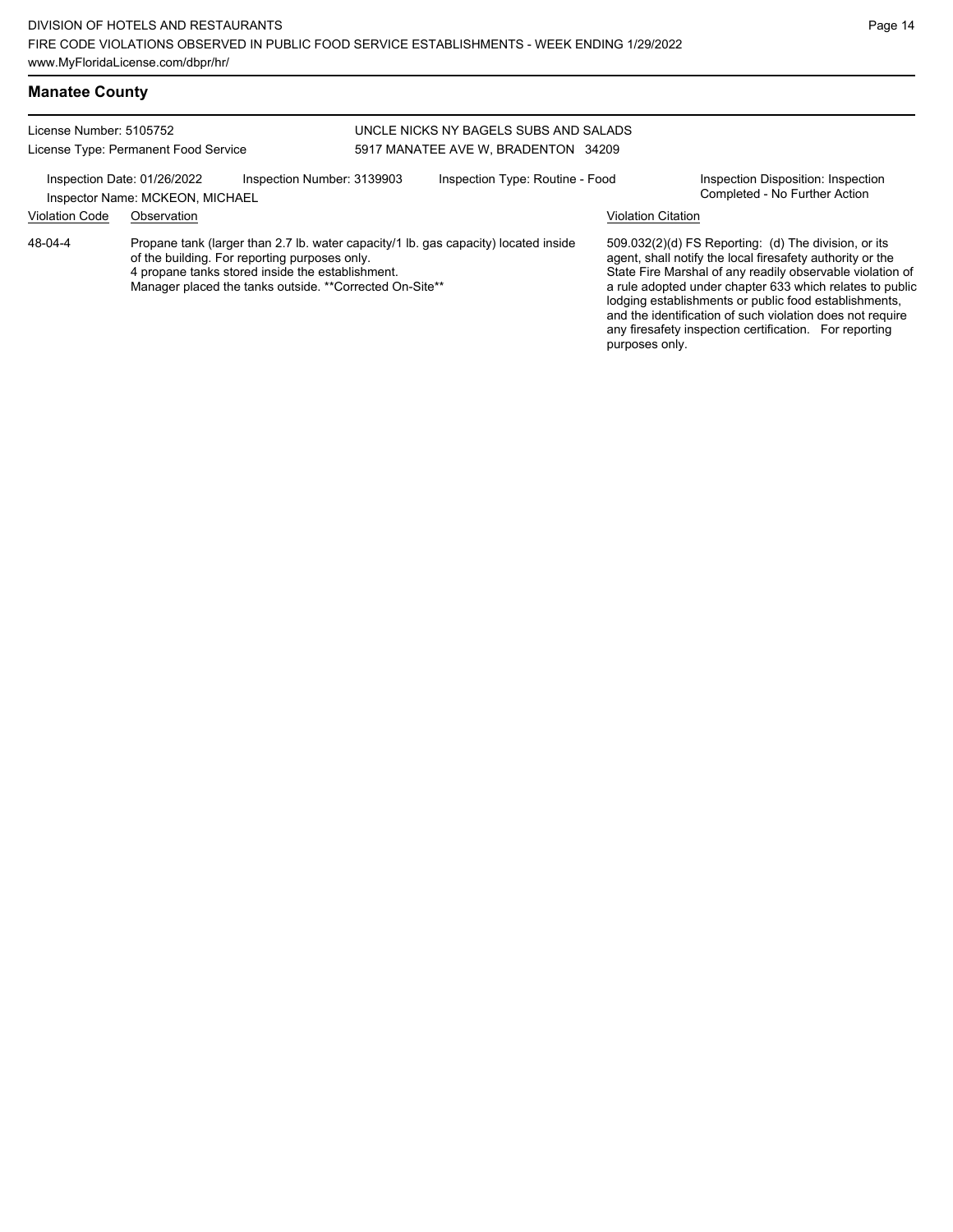## Manatee County

License Number: 5105752
License Type: Permanent Food Service

UNCLE NICKS NY BAGELS SUBS AND SALADS
5917 MANATEE AVE W, BRADENTON 34209

Inspection Date: 01/26/2022
Inspection Number: 3139903
Inspection Type: Routine - Food
Inspection Disposition: Inspection Completed - No Further Action
Inspector Name: MCKEON, MICHAEL

| Violation Code | Observation | Violation Citation |
| --- | --- | --- |
| 48-04-4 | Propane tank (larger than 2.7 lb. water capacity/1 lb. gas capacity) located inside of the building. For reporting purposes only. 4 propane tanks stored inside the establishment. Manager placed the tanks outside. **Corrected On-Site** | 509.032(2)(d) FS Reporting: (d) The division, or its agent, shall notify the local firesafety authority or the State Fire Marshal of any readily observable violation of a rule adopted under chapter 633 which relates to public lodging establishments or public food establishments, and the identification of such violation does not require any firesafety inspection certification. For reporting purposes only. |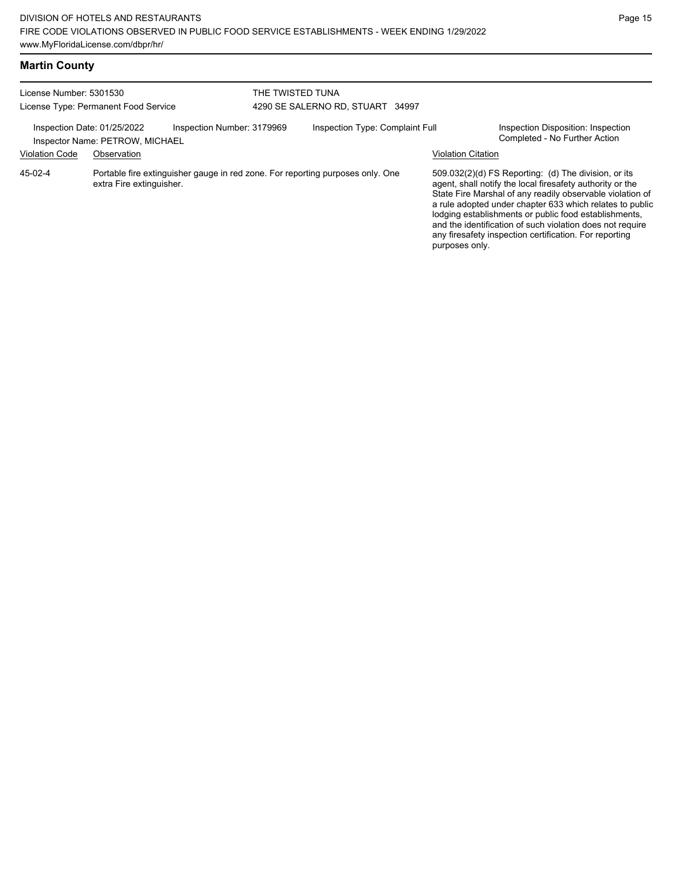## Martin County

License Number: 5301530
License Type: Permanent Food Service

THE TWISTED TUNA
4290 SE SALERNO RD, STUART 34997

Inspection Date: 01/25/2022
Inspector Name: PETROW, MICHAEL
Inspection Number: 3179969
Inspection Type: Complaint Full
Inspection Disposition: Inspection Completed - No Further Action

| Violation Code | Observation | Violation Citation |
| --- | --- | --- |
| 45-02-4 | Portable fire extinguisher gauge in red zone. For reporting purposes only. One extra Fire extinguisher. | 509.032(2)(d) FS Reporting: (d) The division, or its agent, shall notify the local firesafety authority or the State Fire Marshal of any readily observable violation of a rule adopted under chapter 633 which relates to public lodging establishments or public food establishments, and the identification of such violation does not require any firesafety inspection certification. For reporting purposes only. |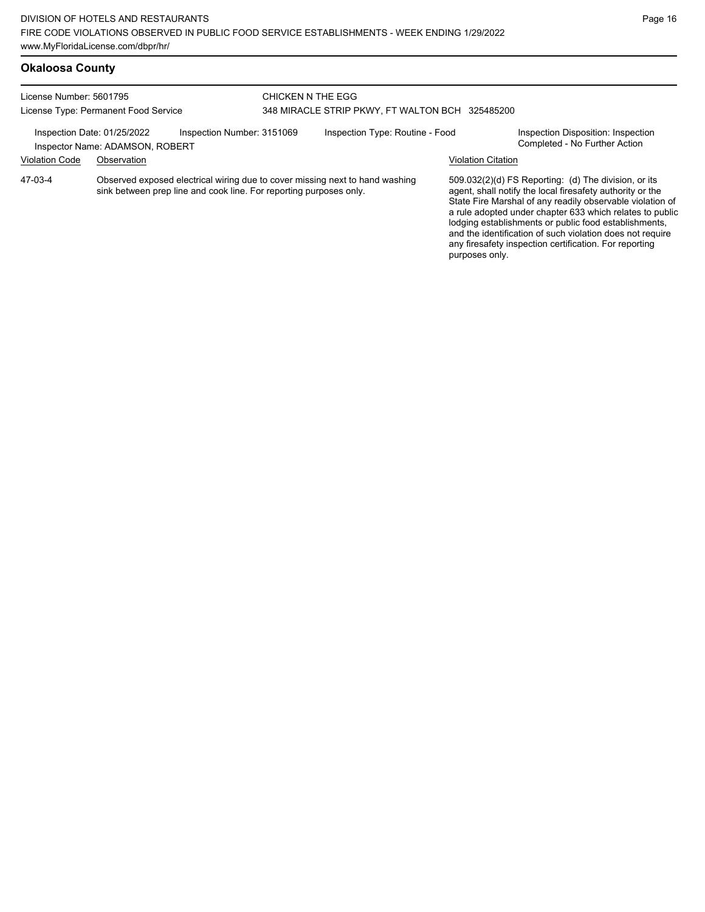## Okaloosa County

License Number: 5601795
License Type: Permanent Food Service

CHICKEN N THE EGG
348 MIRACLE STRIP PKWY, FT WALTON BCH 325485200

Inspection Date: 01/25/2022
Inspector Name: ADAMSON, ROBERT
Inspection Number: 3151069
Inspection Type: Routine - Food
Inspection Disposition: Inspection Completed - No Further Action

| Violation Code | Observation | Violation Citation |
| --- | --- | --- |
| 47-03-4 | Observed exposed electrical wiring due to cover missing next to hand washing sink between prep line and cook line. For reporting purposes only. | 509.032(2)(d) FS Reporting: (d) The division, or its agent, shall notify the local firesafety authority or the State Fire Marshal of any readily observable violation of a rule adopted under chapter 633 which relates to public lodging establishments or public food establishments, and the identification of such violation does not require any firesafety inspection certification. For reporting purposes only. |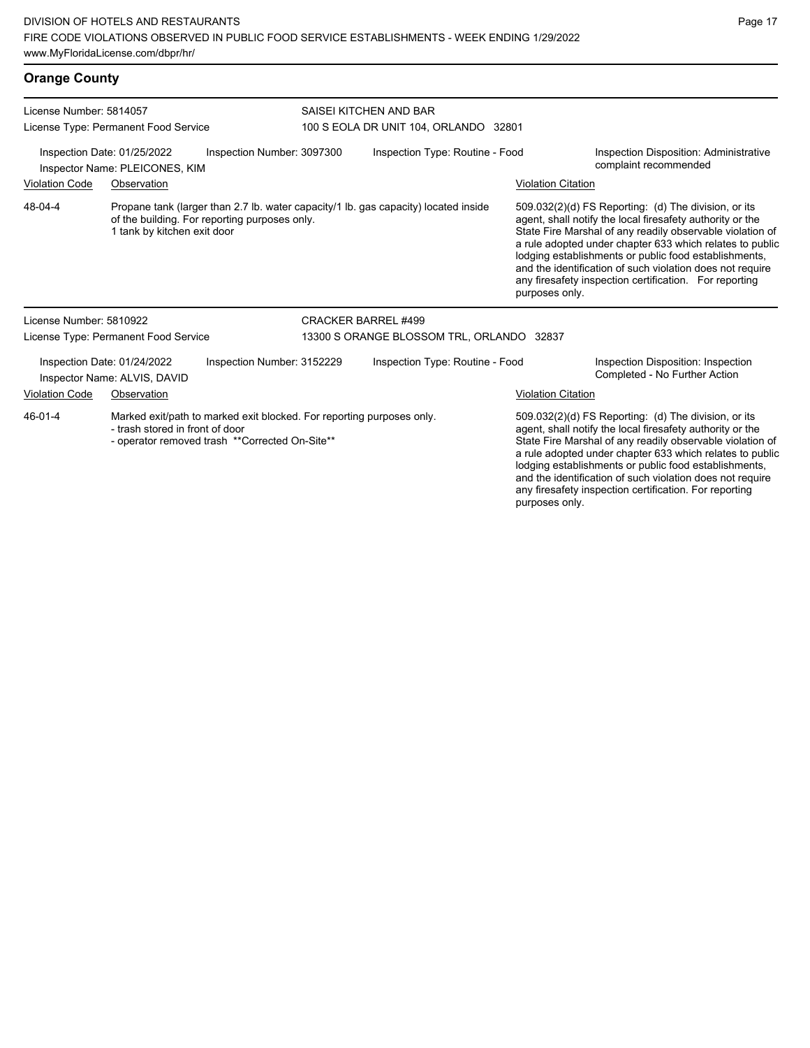## Orange County

**License Number:** 5814057
**License Type:** Permanent Food Service

**SAISEI KITCHEN AND BAR**
100 S EOLA DR UNIT 104, ORLANDO 32801

Inspection Date: 01/25/2022
Inspector Name: PLEICONES, KIM
Inspection Number: 3097300
Inspection Type: Routine - Food
Inspection Disposition: Administrative complaint recommended

| Violation Code | Observation | Violation Citation |
| --- | --- | --- |
| 48-04-4 | Propane tank (larger than 2.7 lb. water capacity/1 lb. gas capacity) located inside of the building. For reporting purposes only.<br>1 tank by kitchen exit door | 509.032(2)(d) FS Reporting: (d) The division, or its agent, shall notify the local firesafety authority or the State Fire Marshal of any readily observable violation of a rule adopted under chapter 633 which relates to public lodging establishments or public food establishments, and the identification of such violation does not require any firesafety inspection certification. For reporting purposes only. |

**License Number:** 5810922
**License Type:** Permanent Food Service

**CRACKER BARREL #499**
13300 S ORANGE BLOSSOM TRL, ORLANDO 32837

Inspection Date: 01/24/2022
Inspector Name: ALVIS, DAVID
Inspection Number: 3152229
Inspection Type: Routine - Food
Inspection Disposition: Inspection Completed - No Further Action

| Violation Code | Observation | Violation Citation |
| --- | --- | --- |
| 46-01-4 | Marked exit/path to marked exit blocked. For reporting purposes only.<br>- trash stored in front of door<br>- operator removed trash **Corrected On-Site** | 509.032(2)(d) FS Reporting: (d) The division, or its agent, shall notify the local firesafety authority or the State Fire Marshal of any readily observable violation of a rule adopted under chapter 633 which relates to public lodging establishments or public food establishments, and the identification of such violation does not require any firesafety inspection certification. For reporting purposes only. |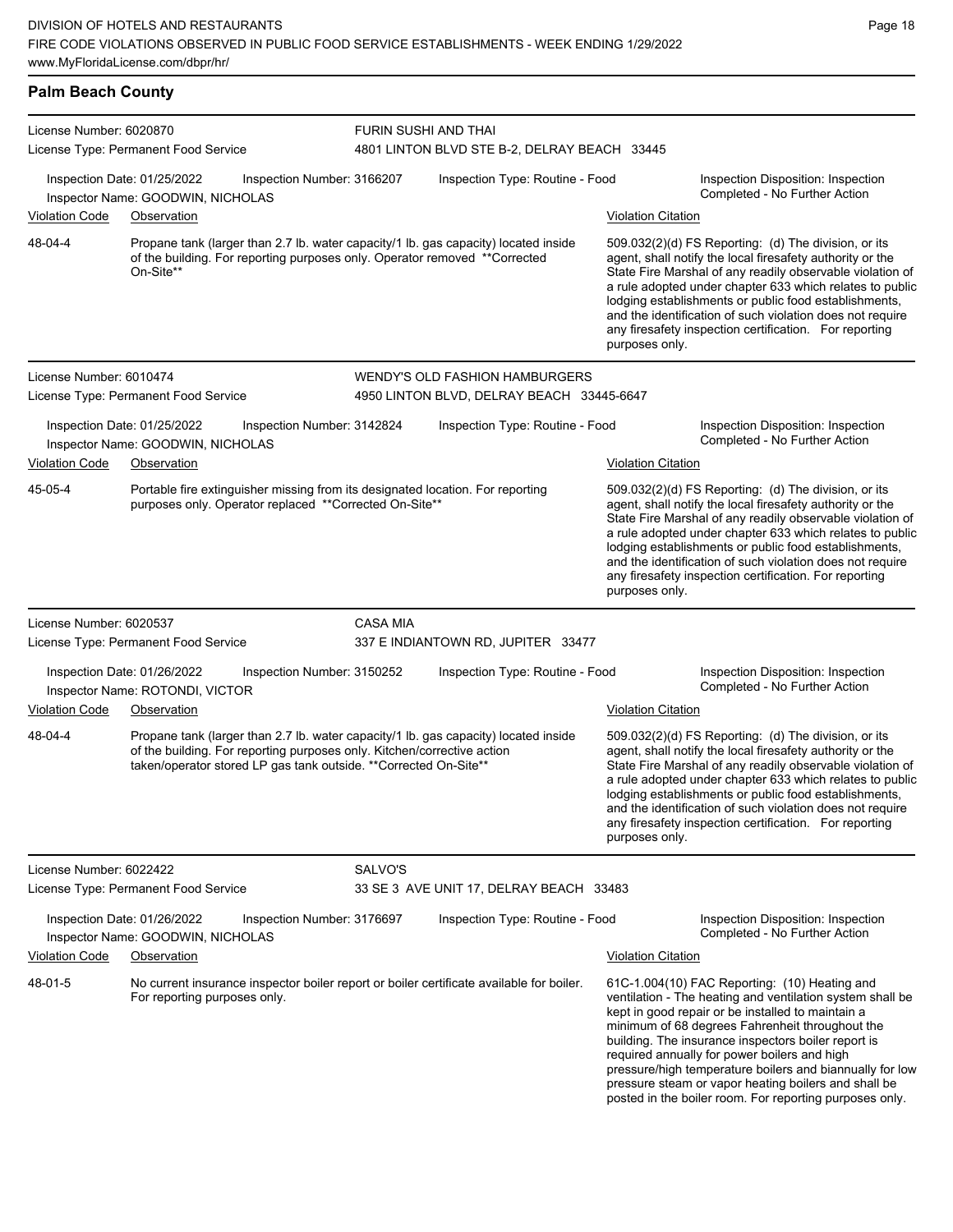## Palm Beach County

License Number: 6020870
License Type: Permanent Food Service

FURIN SUSHI AND THAI
4801 LINTON BLVD STE B-2, DELRAY BEACH 33445

Inspection Date: 01/25/2022
Inspection Number: 3166207
Inspection Type: Routine - Food
Inspector Name: GOODWIN, NICHOLAS
Inspection Disposition: Inspection Completed - No Further Action

| Violation Code | Observation | Violation Citation |
|---|---|---|
| 48-04-4 | Propane tank (larger than 2.7 lb. water capacity/1 lb. gas capacity) located inside of the building. For reporting purposes only. Operator removed **Corrected On-Site** | 509.032(2)(d) FS Reporting: (d) The division, or its agent, shall notify the local firesafety authority or the State Fire Marshal of any readily observable violation of a rule adopted under chapter 633 which relates to public lodging establishments or public food establishments, and the identification of such violation does not require any firesafety inspection certification. For reporting purposes only. |

License Number: 6010474
License Type: Permanent Food Service

WENDY'S OLD FASHION HAMBURGERS
4950 LINTON BLVD, DELRAY BEACH 33445-6647

Inspection Date: 01/25/2022
Inspection Number: 3142824
Inspection Type: Routine - Food
Inspector Name: GOODWIN, NICHOLAS
Inspection Disposition: Inspection Completed - No Further Action

| Violation Code | Observation | Violation Citation |
|---|---|---|
| 45-05-4 | Portable fire extinguisher missing from its designated location. For reporting purposes only. Operator replaced **Corrected On-Site** | 509.032(2)(d) FS Reporting: (d) The division, or its agent, shall notify the local firesafety authority or the State Fire Marshal of any readily observable violation of a rule adopted under chapter 633 which relates to public lodging establishments or public food establishments, and the identification of such violation does not require any firesafety inspection certification. For reporting purposes only. |

License Number: 6020537
License Type: Permanent Food Service

CASA MIA
337 E INDIANTOWN RD, JUPITER 33477

Inspection Date: 01/26/2022
Inspection Number: 3150252
Inspection Type: Routine - Food
Inspector Name: ROTONDI, VICTOR
Inspection Disposition: Inspection Completed - No Further Action

| Violation Code | Observation | Violation Citation |
|---|---|---|
| 48-04-4 | Propane tank (larger than 2.7 lb. water capacity/1 lb. gas capacity) located inside of the building. For reporting purposes only. Kitchen/corrective action taken/operator stored LP gas tank outside. **Corrected On-Site** | 509.032(2)(d) FS Reporting: (d) The division, or its agent, shall notify the local firesafety authority or the State Fire Marshal of any readily observable violation of a rule adopted under chapter 633 which relates to public lodging establishments or public food establishments, and the identification of such violation does not require any firesafety inspection certification. For reporting purposes only. |

License Number: 6022422
License Type: Permanent Food Service

SALVO'S
33 SE 3 AVE UNIT 17, DELRAY BEACH 33483

Inspection Date: 01/26/2022
Inspection Number: 3176697
Inspection Type: Routine - Food
Inspector Name: GOODWIN, NICHOLAS
Inspection Disposition: Inspection Completed - No Further Action

| Violation Code | Observation | Violation Citation |
|---|---|---|
| 48-01-5 | No current insurance inspector boiler report or boiler certificate available for boiler. For reporting purposes only. | 61C-1.004(10) FAC Reporting: (10) Heating and ventilation - The heating and ventilation system shall be kept in good repair or be installed to maintain a minimum of 68 degrees Fahrenheit throughout the building. The insurance inspectors boiler report is required annually for power boilers and high pressure/high temperature boilers and biannually for low pressure steam or vapor heating boilers and shall be posted in the boiler room. For reporting purposes only. |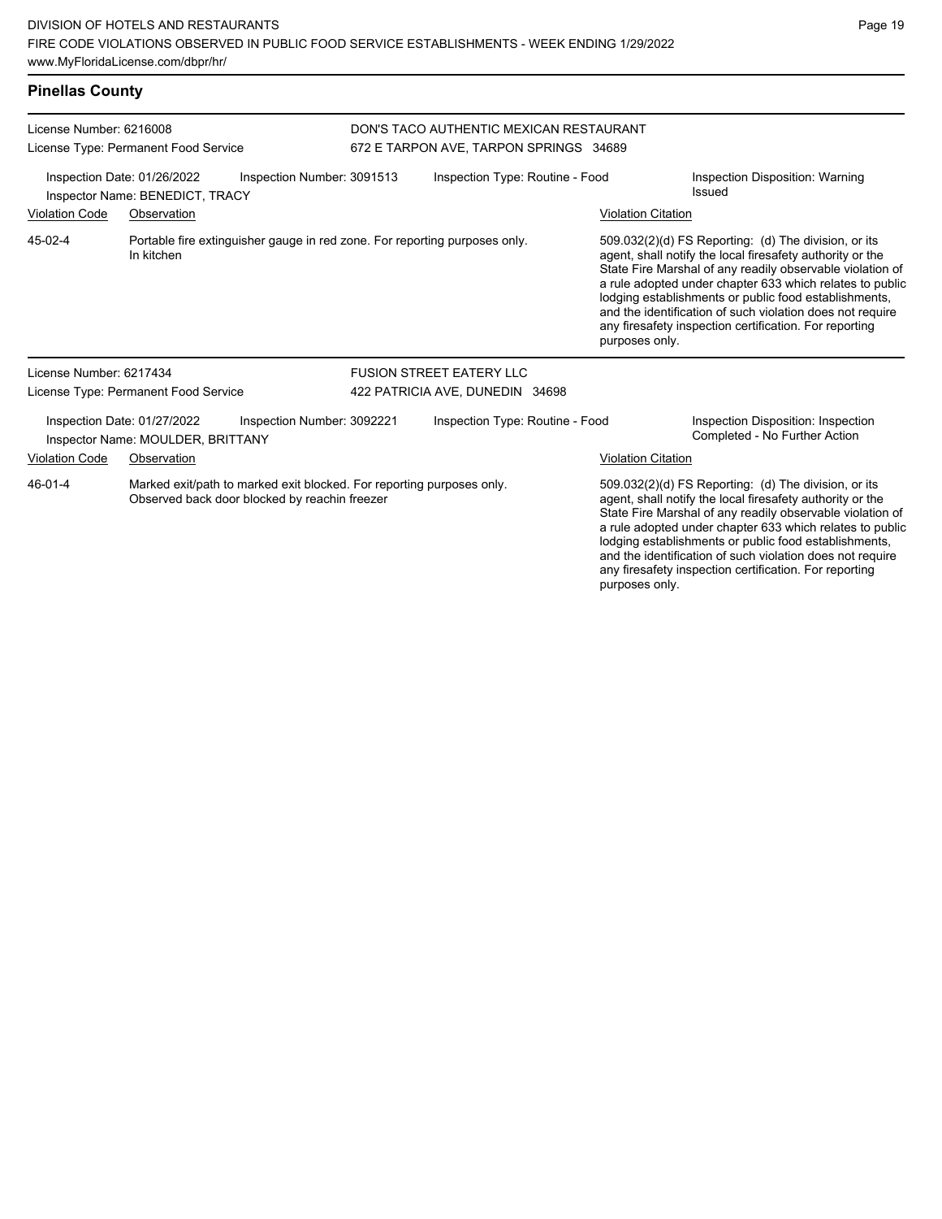## Pinellas County

License Number: 6216008
License Type: Permanent Food Service

DON'S TACO AUTHENTIC MEXICAN RESTAURANT
672 E TARPON AVE, TARPON SPRINGS 34689

Inspection Date: 01/26/2022 | Inspection Number: 3091513 | Inspection Type: Routine - Food | Inspection Disposition: Warning Issued
Inspector Name: BENEDICT, TRACY

| Violation Code | Observation | Violation Citation |
| --- | --- | --- |
| 45-02-4 | Portable fire extinguisher gauge in red zone. For reporting purposes only. In kitchen | 509.032(2)(d) FS Reporting: (d) The division, or its agent, shall notify the local firesafety authority or the State Fire Marshal of any readily observable violation of a rule adopted under chapter 633 which relates to public lodging establishments or public food establishments, and the identification of such violation does not require any firesafety inspection certification. For reporting purposes only. |

License Number: 6217434
License Type: Permanent Food Service

FUSION STREET EATERY LLC
422 PATRICIA AVE, DUNEDIN 34698

Inspection Date: 01/27/2022 | Inspection Number: 3092221 | Inspection Type: Routine - Food | Inspection Disposition: Inspection Completed - No Further Action
Inspector Name: MOULDER, BRITTANY

| Violation Code | Observation | Violation Citation |
| --- | --- | --- |
| 46-01-4 | Marked exit/path to marked exit blocked. For reporting purposes only. Observed back door blocked by reachin freezer | 509.032(2)(d) FS Reporting: (d) The division, or its agent, shall notify the local firesafety authority or the State Fire Marshal of any readily observable violation of a rule adopted under chapter 633 which relates to public lodging establishments or public food establishments, and the identification of such violation does not require any firesafety inspection certification. For reporting purposes only. |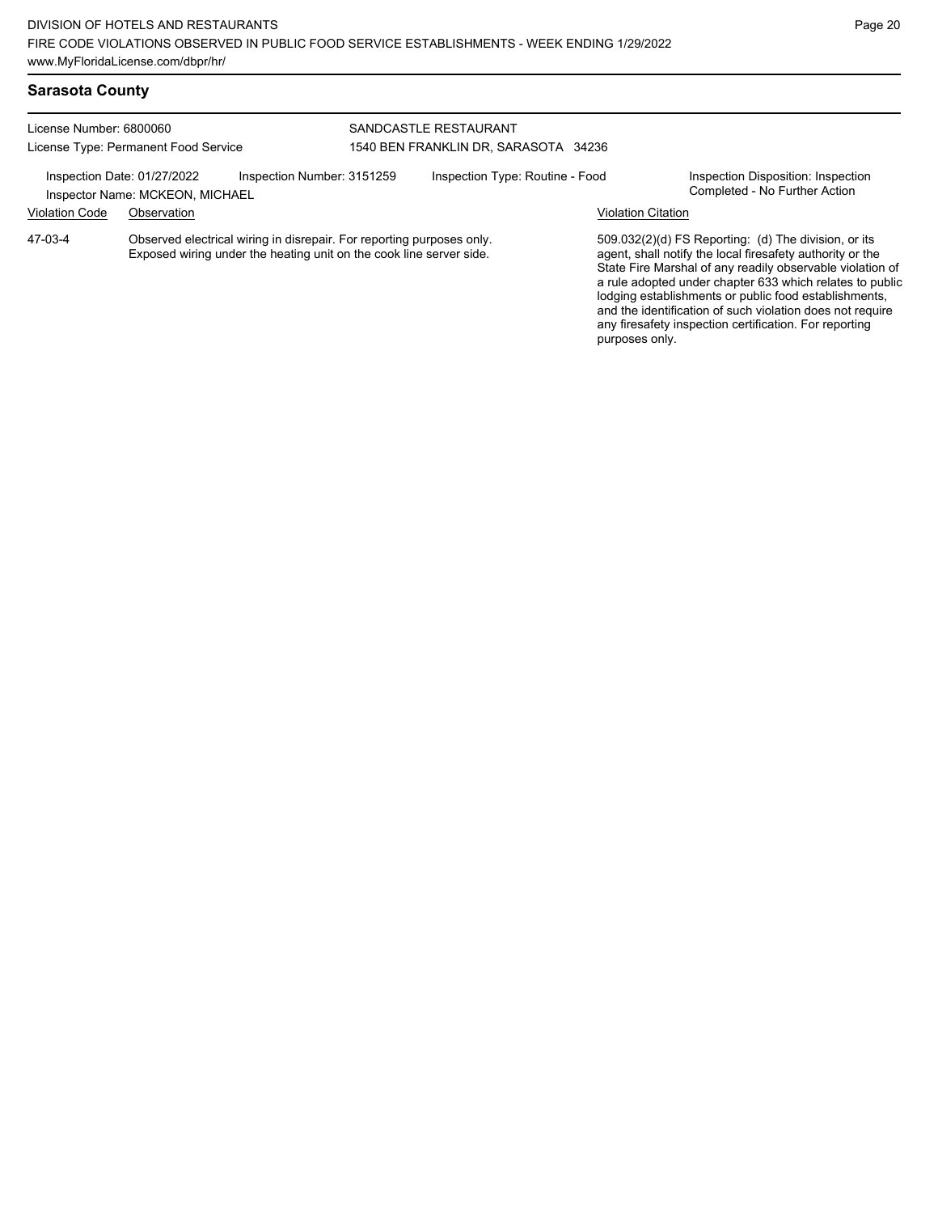## Sarasota County

License Number: 6800060
License Type: Permanent Food Service

SANDCASTLE RESTAURANT
1540 BEN FRANKLIN DR, SARASOTA 34236

Inspection Date: 01/27/2022
Inspector Name: MCKEON, MICHAEL

Inspection Number: 3151259

Inspection Type: Routine - Food

Inspection Disposition: Inspection Completed - No Further Action

| Violation Code | Observation | Violation Citation |
|---|---|---|
| 47-03-4 | Observed electrical wiring in disrepair. For reporting purposes only. Exposed wiring under the heating unit on the cook line server side. | 509.032(2)(d) FS Reporting: (d) The division, or its agent, shall notify the local firesafety authority or the State Fire Marshal of any readily observable violation of a rule adopted under chapter 633 which relates to public lodging establishments or public food establishments, and the identification of such violation does not require any firesafety inspection certification. For reporting purposes only. |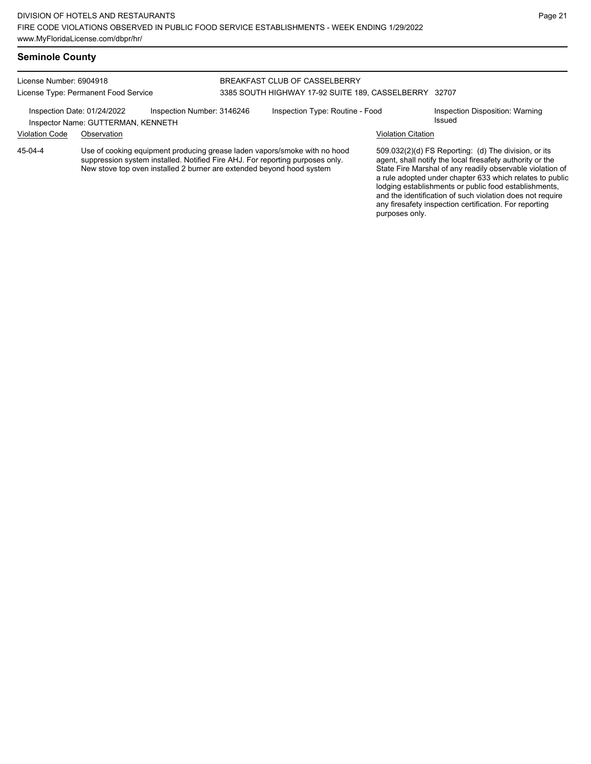## Seminole County

License Number: 6904918
License Type: Permanent Food Service

BREAKFAST CLUB OF CASSELBERRY
3385 SOUTH HIGHWAY 17-92 SUITE 189, CASSELBERRY 32707

Inspection Date: 01/24/2022
Inspector Name: GUTTERMAN, KENNETH
Inspection Number: 3146246
Inspection Type: Routine - Food
Inspection Disposition: Warning Issued

| Violation Code | Observation | Violation Citation |
|---|---|---|
| 45-04-4 | Use of cooking equipment producing grease laden vapors/smoke with no hood suppression system installed. Notified Fire AHJ. For reporting purposes only. New stove top oven installed 2 burner are extended beyond hood system | 509.032(2)(d) FS Reporting: (d) The division, or its agent, shall notify the local firesafety authority or the State Fire Marshal of any readily observable violation of a rule adopted under chapter 633 which relates to public lodging establishments or public food establishments, and the identification of such violation does not require any firesafety inspection certification. For reporting purposes only. |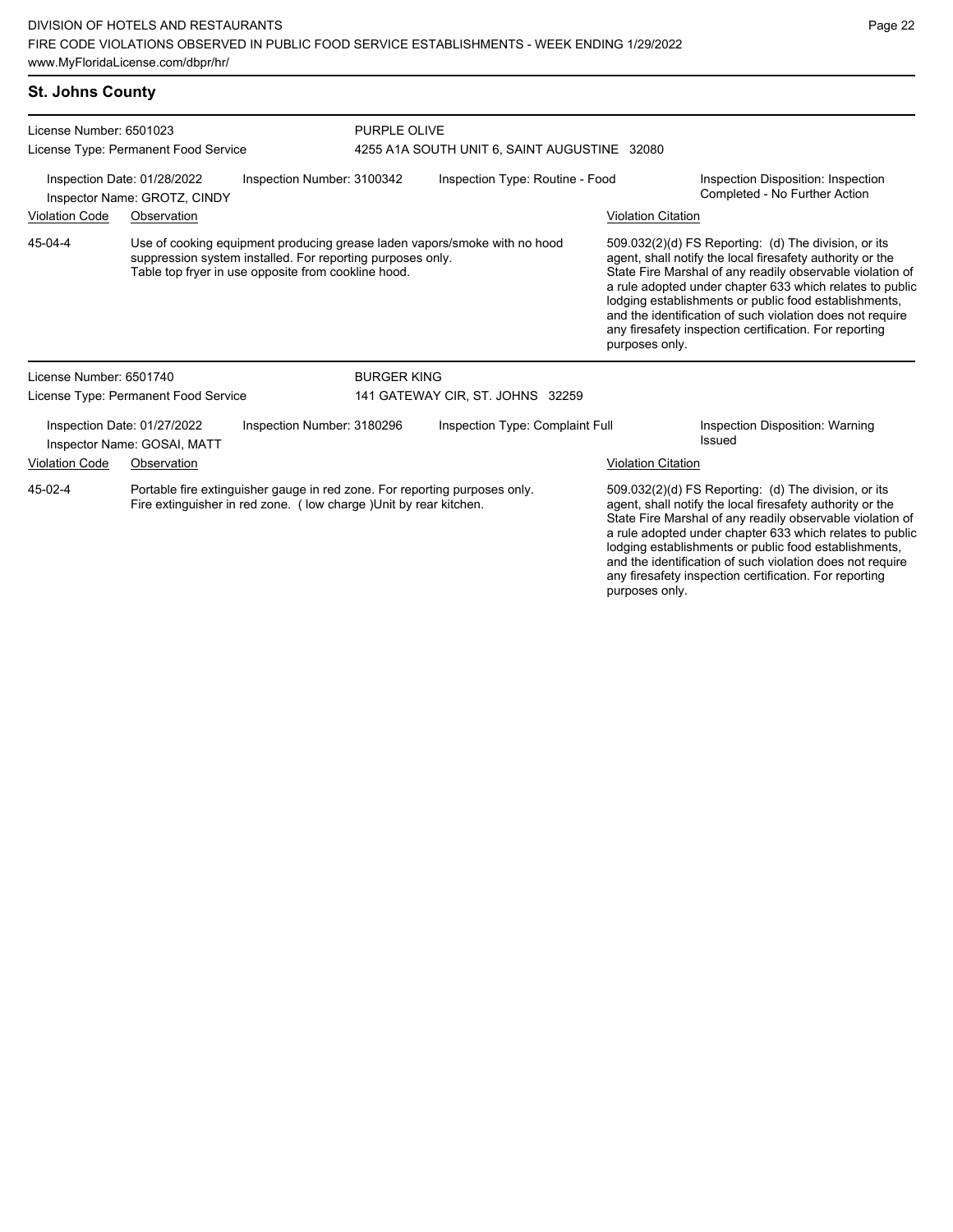## St. Johns County

License Number: 6501023
License Type: Permanent Food Service

PURPLE OLIVE
4255 A1A SOUTH UNIT 6, SAINT AUGUSTINE 32080

Inspection Date: 01/28/2022
Inspector Name: GROTZ, CINDY
Inspection Number: 3100342
Inspection Type: Routine - Food
Inspection Disposition: Inspection Completed - No Further Action

| Violation Code | Observation | Violation Citation |
| --- | --- | --- |
| 45-04-4 | Use of cooking equipment producing grease laden vapors/smoke with no hood suppression system installed. For reporting purposes only. Table top fryer in use opposite from cookline hood. | 509.032(2)(d) FS Reporting: (d) The division, or its agent, shall notify the local firesafety authority or the State Fire Marshal of any readily observable violation of a rule adopted under chapter 633 which relates to public lodging establishments or public food establishments, and the identification of such violation does not require any firesafety inspection certification. For reporting purposes only. |

License Number: 6501740
License Type: Permanent Food Service

BURGER KING
141 GATEWAY CIR, ST. JOHNS 32259

Inspection Date: 01/27/2022
Inspector Name: GOSAI, MATT
Inspection Number: 3180296
Inspection Type: Complaint Full
Inspection Disposition: Warning Issued

| Violation Code | Observation | Violation Citation |
| --- | --- | --- |
| 45-02-4 | Portable fire extinguisher gauge in red zone. For reporting purposes only. Fire extinguisher in red zone. ( low charge )Unit by rear kitchen. | 509.032(2)(d) FS Reporting: (d) The division, or its agent, shall notify the local firesafety authority or the State Fire Marshal of any readily observable violation of a rule adopted under chapter 633 which relates to public lodging establishments or public food establishments, and the identification of such violation does not require any firesafety inspection certification. For reporting purposes only. |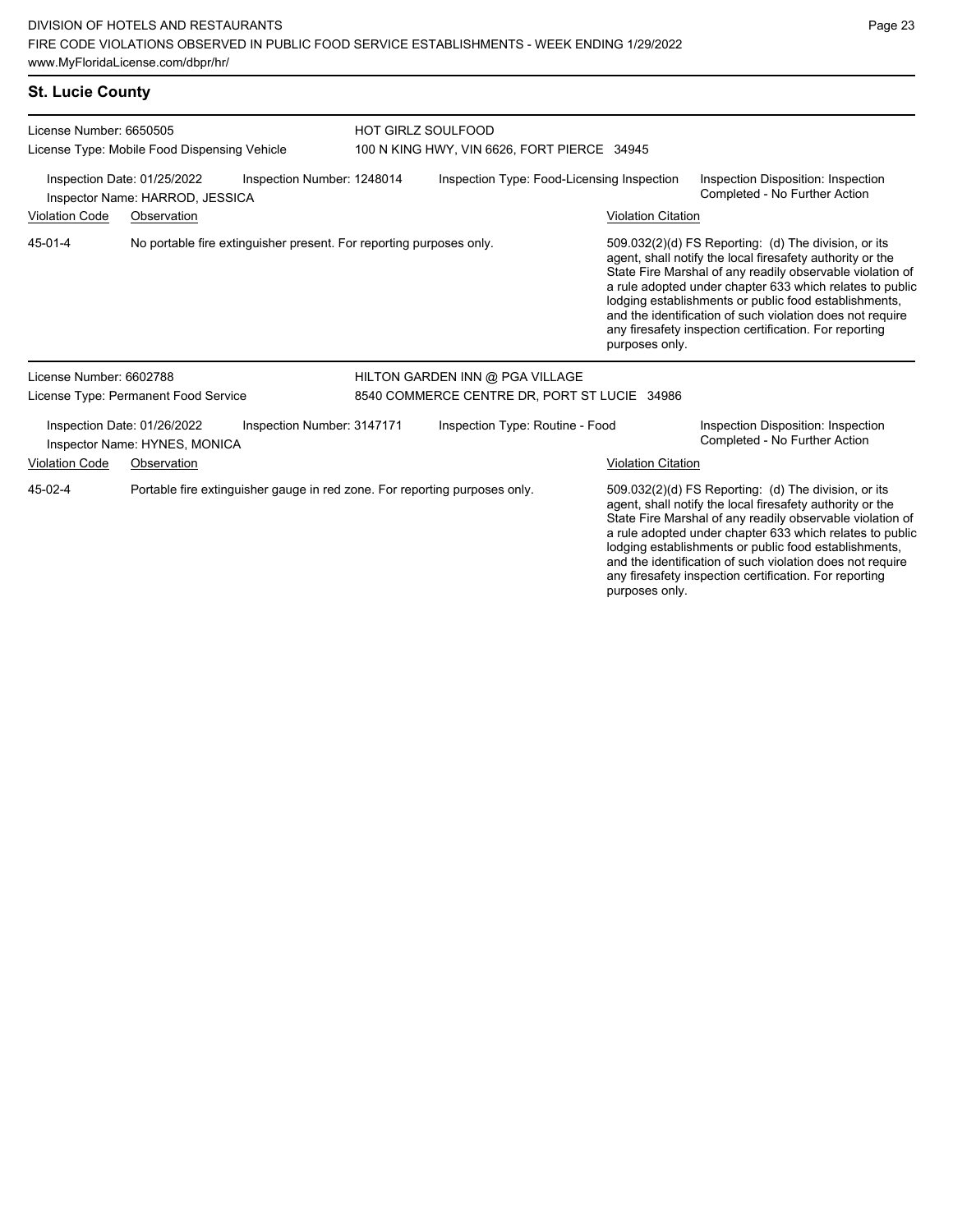## St. Lucie County

License Number: 6650505
License Type: Mobile Food Dispensing Vehicle

HOT GIRLZ SOULFOOD
100 N KING HWY, VIN 6626, FORT PIERCE 34945

Inspection Date: 01/25/2022
Inspector Name: HARROD, JESSICA
Inspection Number: 1248014
Inspection Type: Food-Licensing Inspection
Inspection Disposition: Inspection Completed - No Further Action

| Violation Code | Observation | Violation Citation |
| --- | --- | --- |
| 45-01-4 | No portable fire extinguisher present. For reporting purposes only. | 509.032(2)(d) FS Reporting: (d) The division, or its agent, shall notify the local firesafety authority or the State Fire Marshal of any readily observable violation of a rule adopted under chapter 633 which relates to public lodging establishments or public food establishments, and the identification of such violation does not require any firesafety inspection certification. For reporting purposes only. |

License Number: 6602788
License Type: Permanent Food Service

HILTON GARDEN INN @ PGA VILLAGE
8540 COMMERCE CENTRE DR, PORT ST LUCIE 34986

Inspection Date: 01/26/2022
Inspector Name: HYNES, MONICA
Inspection Number: 3147171
Inspection Type: Routine - Food
Inspection Disposition: Inspection Completed - No Further Action

| Violation Code | Observation | Violation Citation |
| --- | --- | --- |
| 45-02-4 | Portable fire extinguisher gauge in red zone. For reporting purposes only. | 509.032(2)(d) FS Reporting: (d) The division, or its agent, shall notify the local firesafety authority or the State Fire Marshal of any readily observable violation of a rule adopted under chapter 633 which relates to public lodging establishments or public food establishments, and the identification of such violation does not require any firesafety inspection certification. For reporting purposes only. |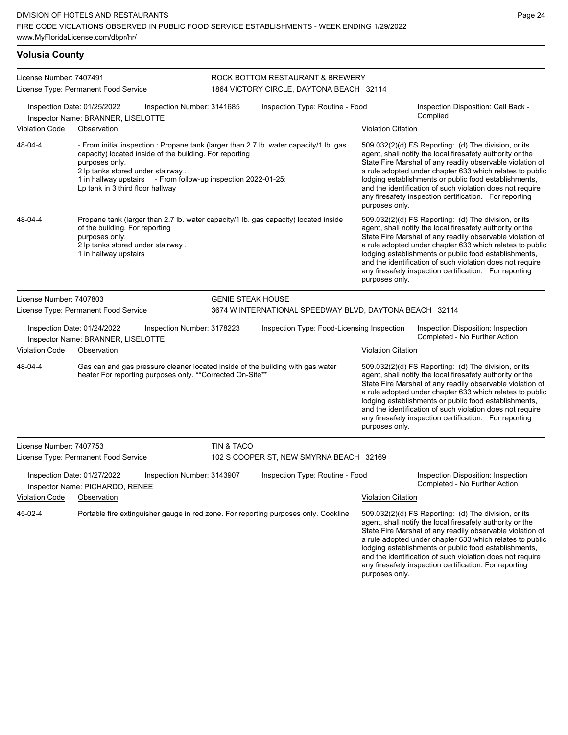## Volusia County

**License Number:** 7407491
**License Type:** Permanent Food Service

**ROCK BOTTOM RESTAURANT & BREWERY**
1864 VICTORY CIRCLE, DAYTONA BEACH 32114

Inspection Date: 01/25/2022 | Inspection Number: 3141685 | Inspection Type: Routine - Food | Inspection Disposition: Call Back - Complied
Inspector Name: BRANNER, LISELOTTE

| Violation Code | Observation | Violation Citation |
|---|---|---|
| 48-04-4 | - From initial inspection : Propane tank (larger than 2.7 lb. water capacity/1 lb. gas capacity) located inside of the building. For reporting purposes only. 2 lp tanks stored under stairway . 1 in hallway upstairs - From follow-up inspection 2022-01-25: Lp tank in 3 third floor hallway | 509.032(2)(d) FS Reporting: (d) The division, or its agent, shall notify the local firesafety authority or the State Fire Marshal of any readily observable violation of a rule adopted under chapter 633 which relates to public lodging establishments or public food establishments, and the identification of such violation does not require any firesafety inspection certification. For reporting purposes only. |
| 48-04-4 | Propane tank (larger than 2.7 lb. water capacity/1 lb. gas capacity) located inside of the building. For reporting purposes only. 2 lp tanks stored under stairway . 1 in hallway upstairs | 509.032(2)(d) FS Reporting: (d) The division, or its agent, shall notify the local firesafety authority or the State Fire Marshal of any readily observable violation of a rule adopted under chapter 633 which relates to public lodging establishments or public food establishments, and the identification of such violation does not require any firesafety inspection certification. For reporting purposes only. |

**License Number:** 7407803
**License Type:** Permanent Food Service

**GENIE STEAK HOUSE**
3674 W INTERNATIONAL SPEEDWAY BLVD, DAYTONA BEACH 32114

Inspection Date: 01/24/2022 | Inspection Number: 3178223 | Inspection Type: Food-Licensing Inspection | Inspection Disposition: Inspection Completed - No Further Action
Inspector Name: BRANNER, LISELOTTE

| Violation Code | Observation | Violation Citation |
|---|---|---|
| 48-04-4 | Gas can and gas pressure cleaner located inside of the building with gas water heater For reporting purposes only. **Corrected On-Site** | 509.032(2)(d) FS Reporting: (d) The division, or its agent, shall notify the local firesafety authority or the State Fire Marshal of any readily observable violation of a rule adopted under chapter 633 which relates to public lodging establishments or public food establishments, and the identification of such violation does not require any firesafety inspection certification. For reporting purposes only. |

**License Number:** 7407753
**License Type:** Permanent Food Service

**TIN & TACO**
102 S COOPER ST, NEW SMYRNA BEACH 32169

Inspection Date: 01/27/2022 | Inspection Number: 3143907 | Inspection Type: Routine - Food | Inspection Disposition: Inspection Completed - No Further Action
Inspector Name: PICHARDO, RENEE

| Violation Code | Observation | Violation Citation |
|---|---|---|
| 45-02-4 | Portable fire extinguisher gauge in red zone. For reporting purposes only. Cookline | 509.032(2)(d) FS Reporting: (d) The division, or its agent, shall notify the local firesafety authority or the State Fire Marshal of any readily observable violation of a rule adopted under chapter 633 which relates to public lodging establishments or public food establishments, and the identification of such violation does not require any firesafety inspection certification. For reporting purposes only. |